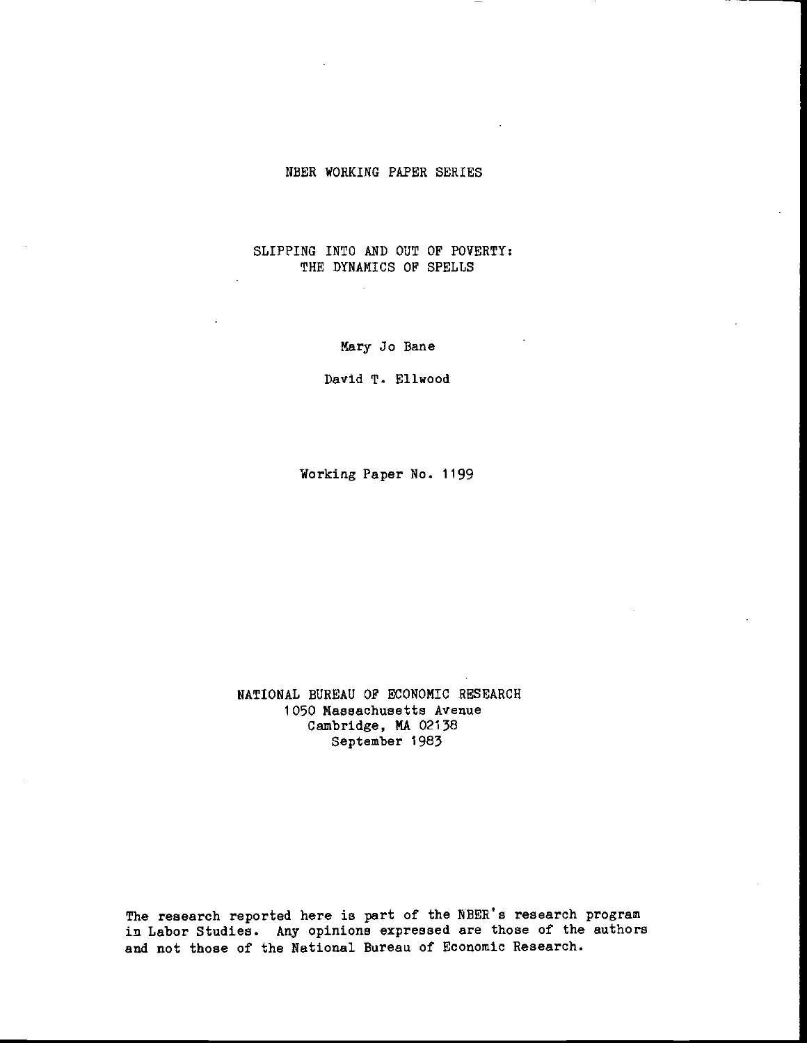NBER WORKING PAPER SERIES

# SLIPPING INTO AND OUT OF POVERTY: THE DYNAMICS OF SPELLS

Mary Jo Bane

David T. Ellwood

Working Paper No. 1199

NATIONAL BUREAU OF ECONOMIC RESEARCH
1050 Massachusetts Avenue
Cambridge, MA 02138
September 1983

The research reported here is part of the NBER's research program in Labor Studies. Any opinions expressed are those of the authors and not those of the National Bureau of Economic Research.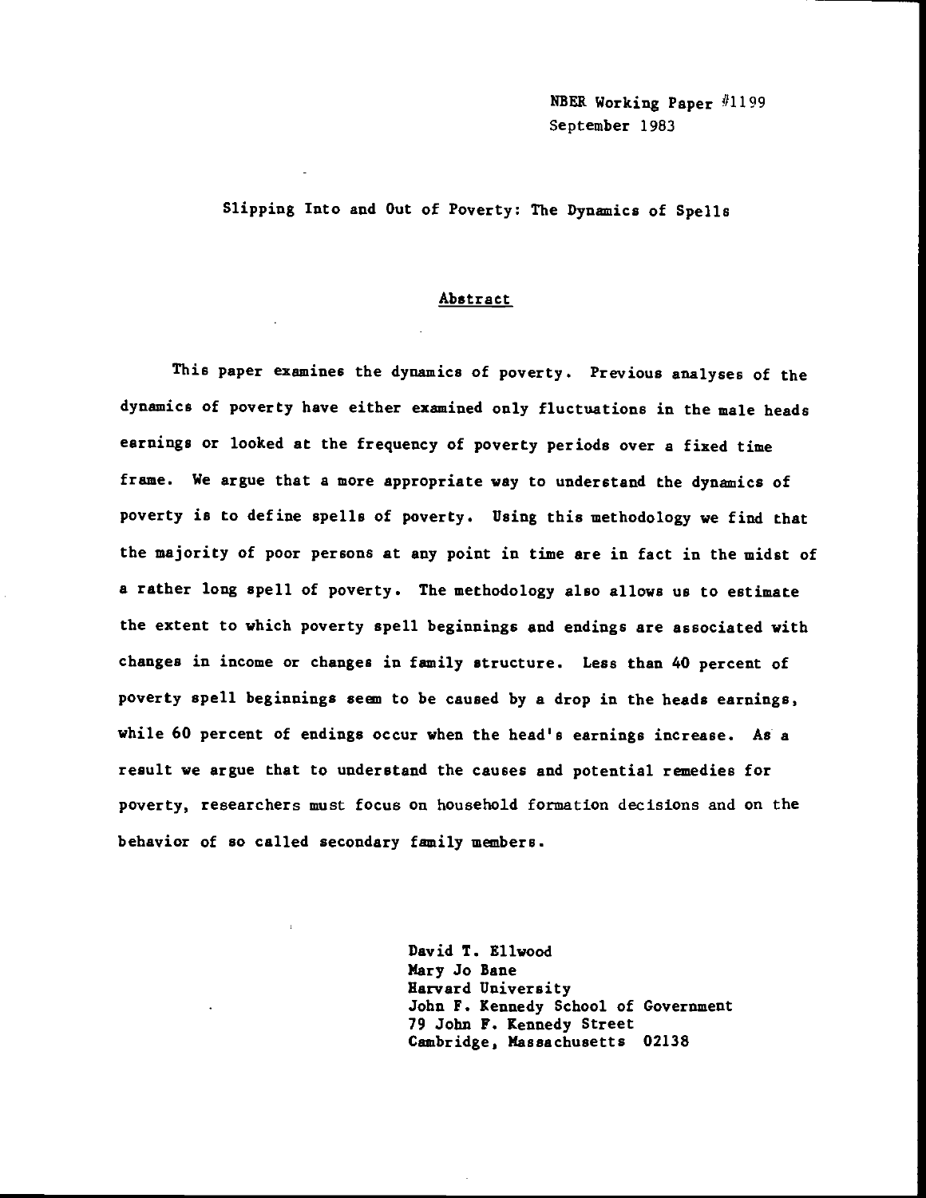NBER Working Paper #1199
September 1983

Slipping Into and Out of Poverty: The Dynamics of Spells

## Abstract

This paper examines the dynamics of poverty. Previous analyses of the dynamics of poverty have either examined only fluctuations in the male heads earnings or looked at the frequency of poverty periods over a fixed time frame. We argue that a more appropriate way to understand the dynamics of poverty is to define spells of poverty. Using this methodology we find that the majority of poor persons at any point in time are in fact in the midst of a rather long spell of poverty. The methodology also allows us to estimate the extent to which poverty spell beginnings and endings are associated with changes in income or changes in family structure. Less than 40 percent of poverty spell beginnings seem to be caused by a drop in the heads earnings, while 60 percent of endings occur when the head's earnings increase. As a result we argue that to understand the causes and potential remedies for poverty, researchers must focus on household formation decisions and on the behavior of so called secondary family members.

David T. Ellwood
Mary Jo Bane
Harvard University
John F. Kennedy School of Government
79 John F. Kennedy Street
Cambridge, Massachusetts 02138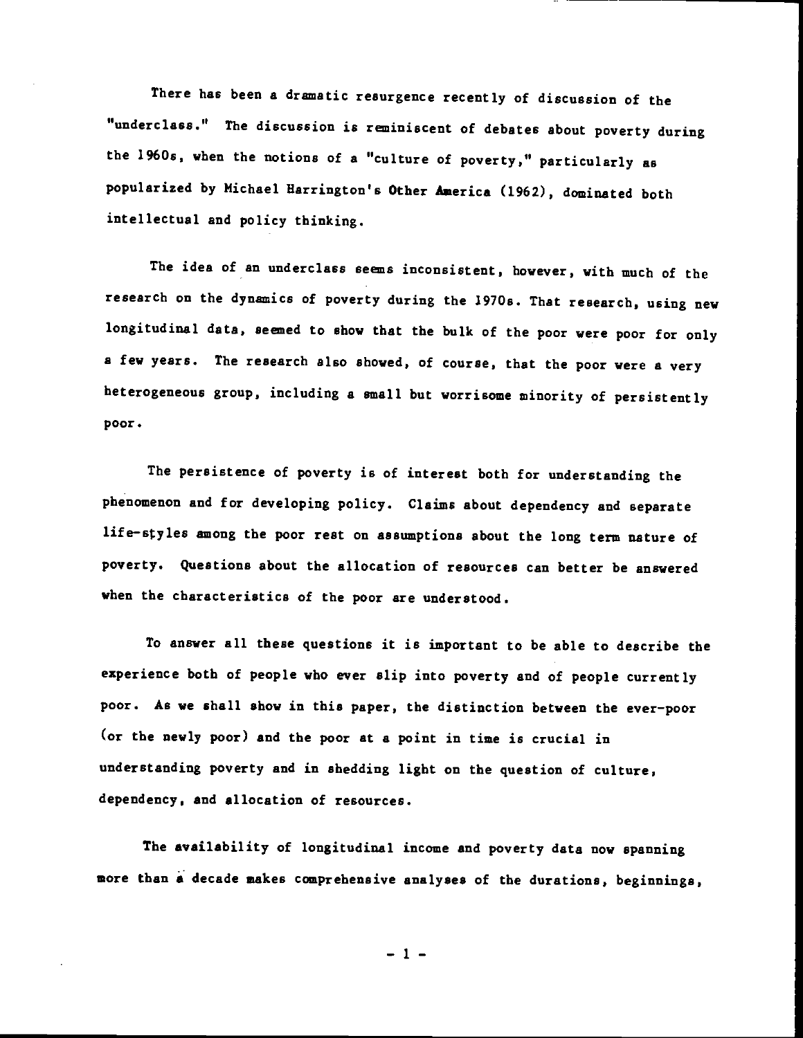There has been a dramatic resurgence recently of discussion of the "underclass." The discussion is reminiscent of debates about poverty during the 1960s, when the notions of a "culture of poverty," particularly as popularized by Michael Harrington's Other America (1962), dominated both intellectual and policy thinking.

The idea of an underclass seems inconsistent, however, with much of the research on the dynamics of poverty during the 1970s. That research, using new longitudinal data, seemed to show that the bulk of the poor were poor for only a few years. The research also showed, of course, that the poor were a very heterogeneous group, including a small but worrisome minority of persistently poor.

The persistence of poverty is of interest both for understanding the phenomenon and for developing policy. Claims about dependency and separate life-styles among the poor rest on assumptions about the long term nature of poverty. Questions about the allocation of resources can better be answered when the characteristics of the poor are understood.

To answer all these questions it is important to be able to describe the experience both of people who ever slip into poverty and of people currently poor. As we shall show in this paper, the distinction between the ever-poor (or the newly poor) and the poor at a point in time is crucial in understanding poverty and in shedding light on the question of culture, dependency, and allocation of resources.

The availability of longitudinal income and poverty data now spanning more than a decade makes comprehensive analyses of the durations, beginnings,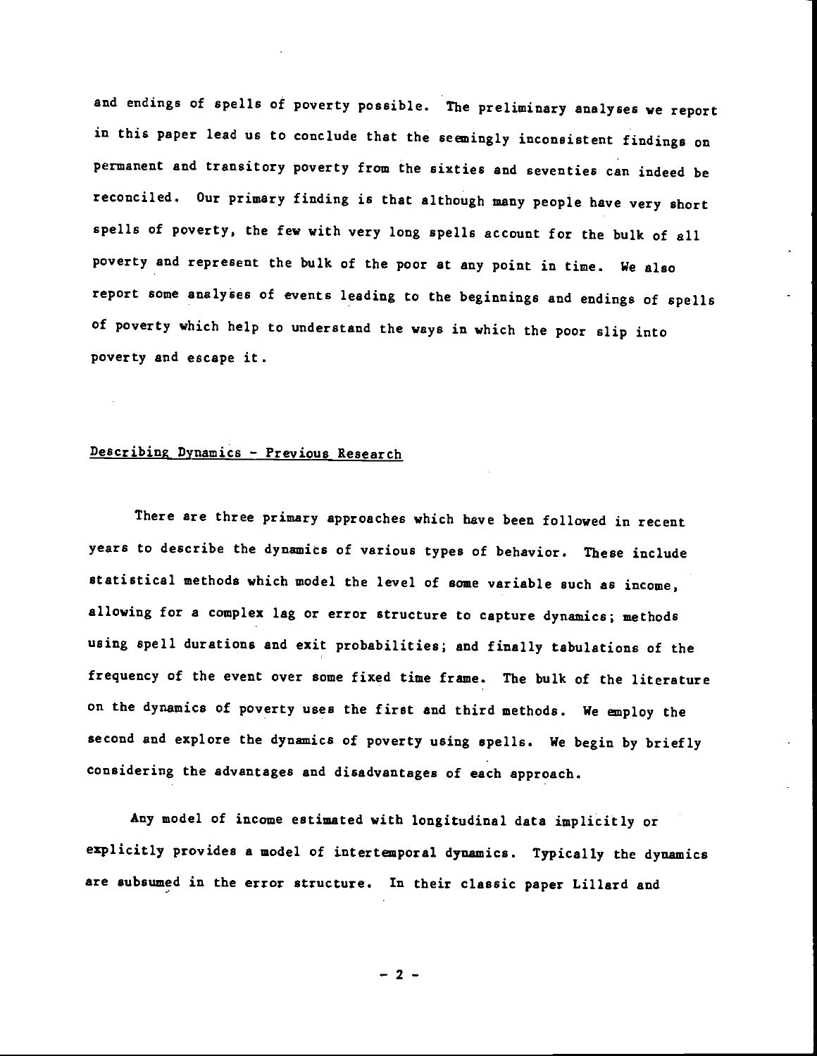and endings of spells of poverty possible. The preliminary analyses we report in this paper lead us to conclude that the seemingly inconsistent findings on permanent and transitory poverty from the sixties and seventies can indeed be reconciled. Our primary finding is that although many people have very short spells of poverty, the few with very long spells account for the bulk of all poverty and represent the bulk of the poor at any point in time. We also report some analyses of events leading to the beginnings and endings of spells of poverty which help to understand the ways in which the poor slip into poverty and escape it.

## Describing Dynamics - Previous Research

There are three primary approaches which have been followed in recent years to describe the dynamics of various types of behavior. These include statistical methods which model the level of some variable such as income, allowing for a complex lag or error structure to capture dynamics; methods using spell durations and exit probabilities; and finally tabulations of the frequency of the event over some fixed time frame. The bulk of the literature on the dynamics of poverty uses the first and third methods. We employ the second and explore the dynamics of poverty using spells. We begin by briefly considering the advantages and disadvantages of each approach.

Any model of income estimated with longitudinal data implicitly or explicitly provides a model of intertemporal dynamics. Typically the dynamics are subsumed in the error structure. In their classic paper Lillard and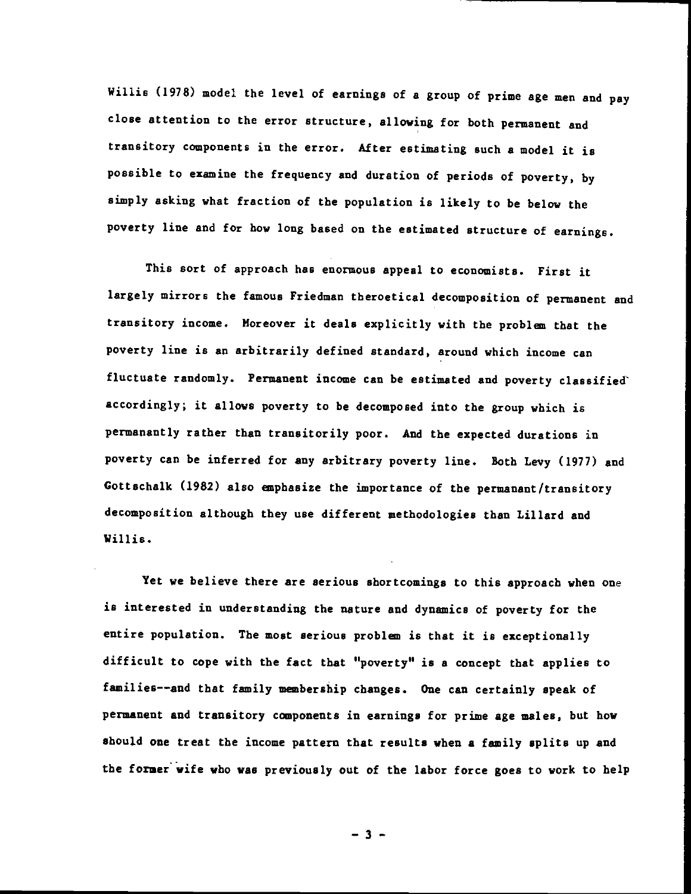Willis (1978) model the level of earnings of a group of prime age men and pay close attention to the error structure, allowing for both permanent and transitory components in the error. After estimating such a model it is possible to examine the frequency and duration of periods of poverty, by simply asking what fraction of the population is likely to be below the poverty line and for how long based on the estimated structure of earnings.

This sort of approach has enormous appeal to economists. First it largely mirrors the famous Friedman theroetical decomposition of permanent and transitory income. Moreover it deals explicitly with the problem that the poverty line is an arbitrarily defined standard, around which income can fluctuate randomly. Permanent income can be estimated and poverty classified accordingly; it allows poverty to be decomposed into the group which is permanantly rather than transitorily poor. And the expected durations in poverty can be inferred for any arbitrary poverty line. Both Levy (1977) and Gottschalk (1982) also emphasize the importance of the permanant/transitory decomposition although they use different methodologies than Lillard and Willis.

Yet we believe there are serious shortcomings to this approach when one is interested in understanding the nature and dynamics of poverty for the entire population. The most serious problem is that it is exceptionally difficult to cope with the fact that "poverty" is a concept that applies to families--and that family membership changes. One can certainly speak of permanent and transitory components in earnings for prime age males, but how should one treat the income pattern that results when a family splits up and the former wife who was previously out of the labor force goes to work to help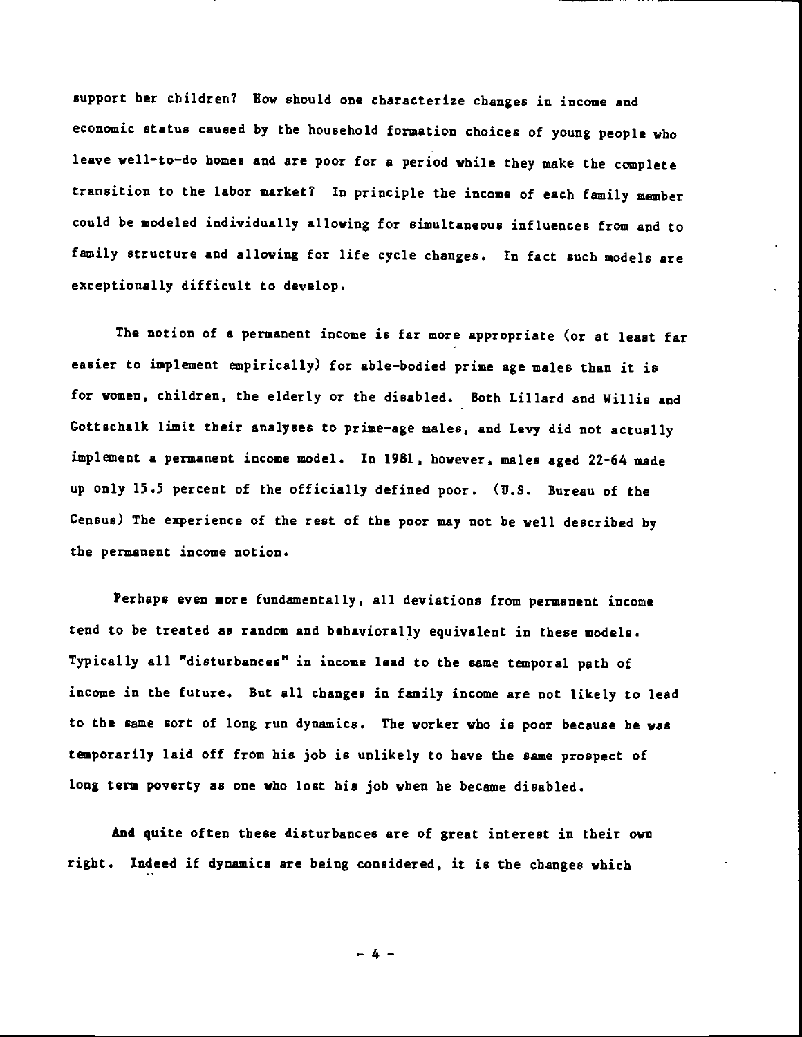support her children? How should one characterize changes in income and economic status caused by the household formation choices of young people who leave well-to-do homes and are poor for a period while they make the complete transition to the labor market? In principle the income of each family member could be modeled individually allowing for simultaneous influences from and to family structure and allowing for life cycle changes. In fact such models are exceptionally difficult to develop.

The notion of a permanent income is far more appropriate (or at least far easier to implement empirically) for able-bodied prime age males than it is for women, children, the elderly or the disabled. Both Lillard and Willis and Gottschalk limit their analyses to prime-age males, and Levy did not actually implement a permanent income model. In 1981, however, males aged 22-64 made up only 15.5 percent of the officially defined poor. (U.S. Bureau of the Census) The experience of the rest of the poor may not be well described by the permanent income notion.

Perhaps even more fundamentally, all deviations from permanent income tend to be treated as random and behaviorally equivalent in these models. Typically all "disturbances" in income lead to the same temporal path of income in the future. But all changes in family income are not likely to lead to the same sort of long run dynamics. The worker who is poor because he was temporarily laid off from his job is unlikely to have the same prospect of long term poverty as one who lost his job when he became disabled.

And quite often these disturbances are of great interest in their own right. Indeed if dynamics are being considered, it is the changes which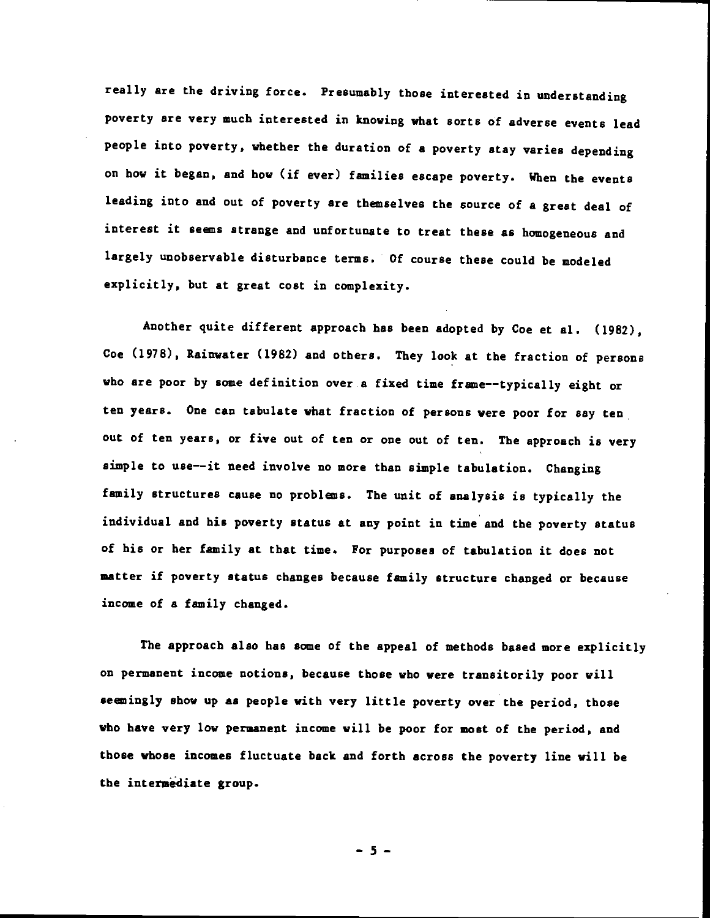really are the driving force. Presumably those interested in understanding poverty are very much interested in knowing what sorts of adverse events lead people into poverty, whether the duration of a poverty stay varies depending on how it began, and how (if ever) families escape poverty. When the events leading into and out of poverty are themselves the source of a great deal of interest it seems strange and unfortunate to treat these as homogeneous and largely unobservable disturbance terms. Of course these could be modeled explicitly, but at great cost in complexity.

Another quite different approach has been adopted by Coe et al. (1982), Coe (1978), Rainwater (1982) and others. They look at the fraction of persons who are poor by some definition over a fixed time frame--typically eight or ten years. One can tabulate what fraction of persons were poor for say ten out of ten years, or five out of ten or one out of ten. The approach is very simple to use--it need involve no more than simple tabulation. Changing family structures cause no problems. The unit of analysis is typically the individual and his poverty status at any point in time and the poverty status of his or her family at that time. For purposes of tabulation it does not matter if poverty status changes because family structure changed or because income of a family changed.

The approach also has some of the appeal of methods based more explicitly on permanent income notions, because those who were transitorily poor will seemingly show up as people with very little poverty over the period, those who have very low permanent income will be poor for most of the period, and those whose incomes fluctuate back and forth across the poverty line will be the intermediate group.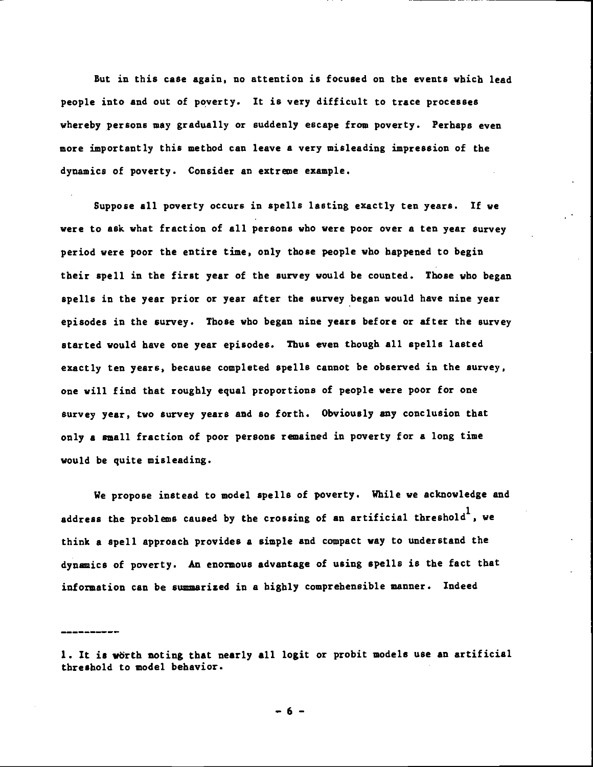But in this case again, no attention is focused on the events which lead people into and out of poverty. It is very difficult to trace processes whereby persons may gradually or suddenly escape from poverty. Perhaps even more importantly this method can leave a very misleading impression of the dynamics of poverty. Consider an extreme example.

Suppose all poverty occurs in spells lasting exactly ten years. If we were to ask what fraction of all persons who were poor over a ten year survey period were poor the entire time, only those people who happened to begin their spell in the first year of the survey would be counted. Those who began spells in the year prior or year after the survey began would have nine year episodes in the survey. Those who began nine years before or after the survey started would have one year episodes. Thus even though all spells lasted exactly ten years, because completed spells cannot be observed in the survey, one will find that roughly equal proportions of people were poor for one survey year, two survey years and so forth. Obviously any conclusion that only a small fraction of poor persons remained in poverty for a long time would be quite misleading.

We propose instead to model spells of poverty. While we acknowledge and address the problems caused by the crossing of an artificial threshold[1], we think a spell approach provides a simple and compact way to understand the dynamics of poverty. An enormous advantage of using spells is the fact that information can be summarized in a highly comprehensible manner. Indeed

---

1. It is worth noting that nearly all logit or probit models use an artificial threshold to model behavior.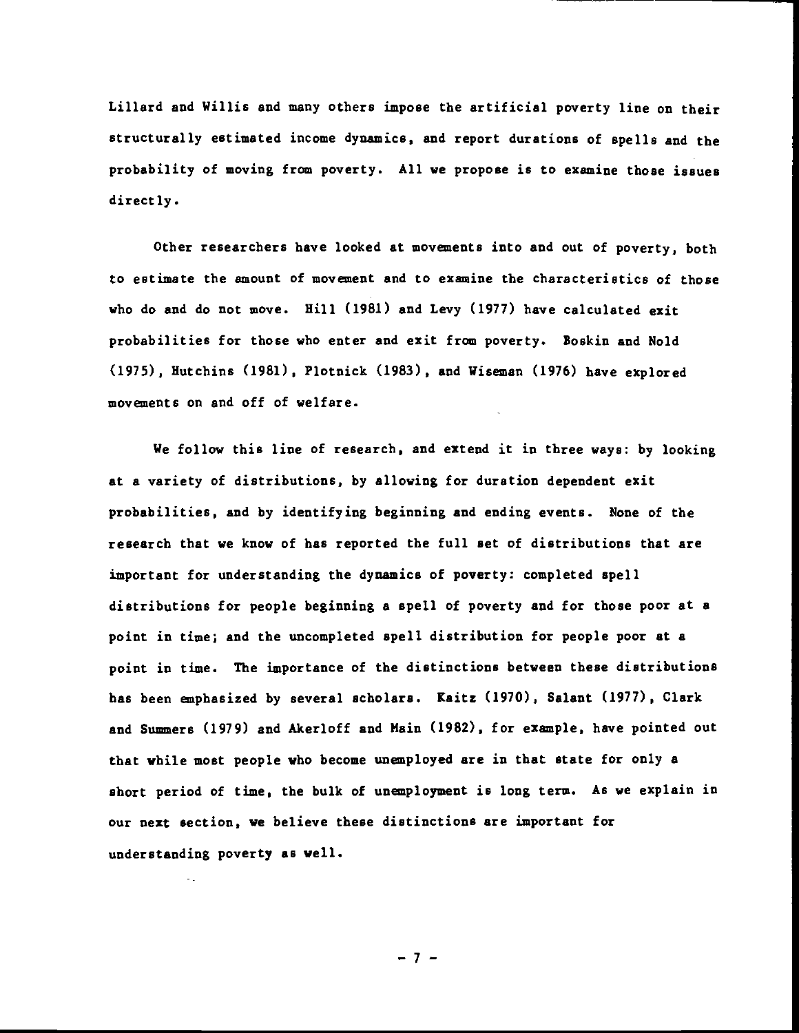Lillard and Willis and many others impose the artificial poverty line on their structurally estimated income dynamics, and report durations of spells and the probability of moving from poverty. All we propose is to examine those issues directly.

Other researchers have looked at movements into and out of poverty, both to estimate the amount of movement and to examine the characteristics of those who do and do not move. Hill (1981) and Levy (1977) have calculated exit probabilities for those who enter and exit from poverty. Boskin and Nold (1975), Hutchins (1981), Plotnick (1983), and Wiseman (1976) have explored movements on and off of welfare.

We follow this line of research, and extend it in three ways: by looking at a variety of distributions, by allowing for duration dependent exit probabilities, and by identifying beginning and ending events. None of the research that we know of has reported the full set of distributions that are important for understanding the dynamics of poverty: completed spell distributions for people beginning a spell of poverty and for those poor at a point in time; and the uncompleted spell distribution for people poor at a point in time. The importance of the distinctions between these distributions has been emphasized by several scholars. Kaitz (1970), Salant (1977), Clark and Summers (1979) and Akerloff and Main (1982), for example, have pointed out that while most people who become unemployed are in that state for only a short period of time, the bulk of unemployment is long term. As we explain in our next section, we believe these distinctions are important for understanding poverty as well.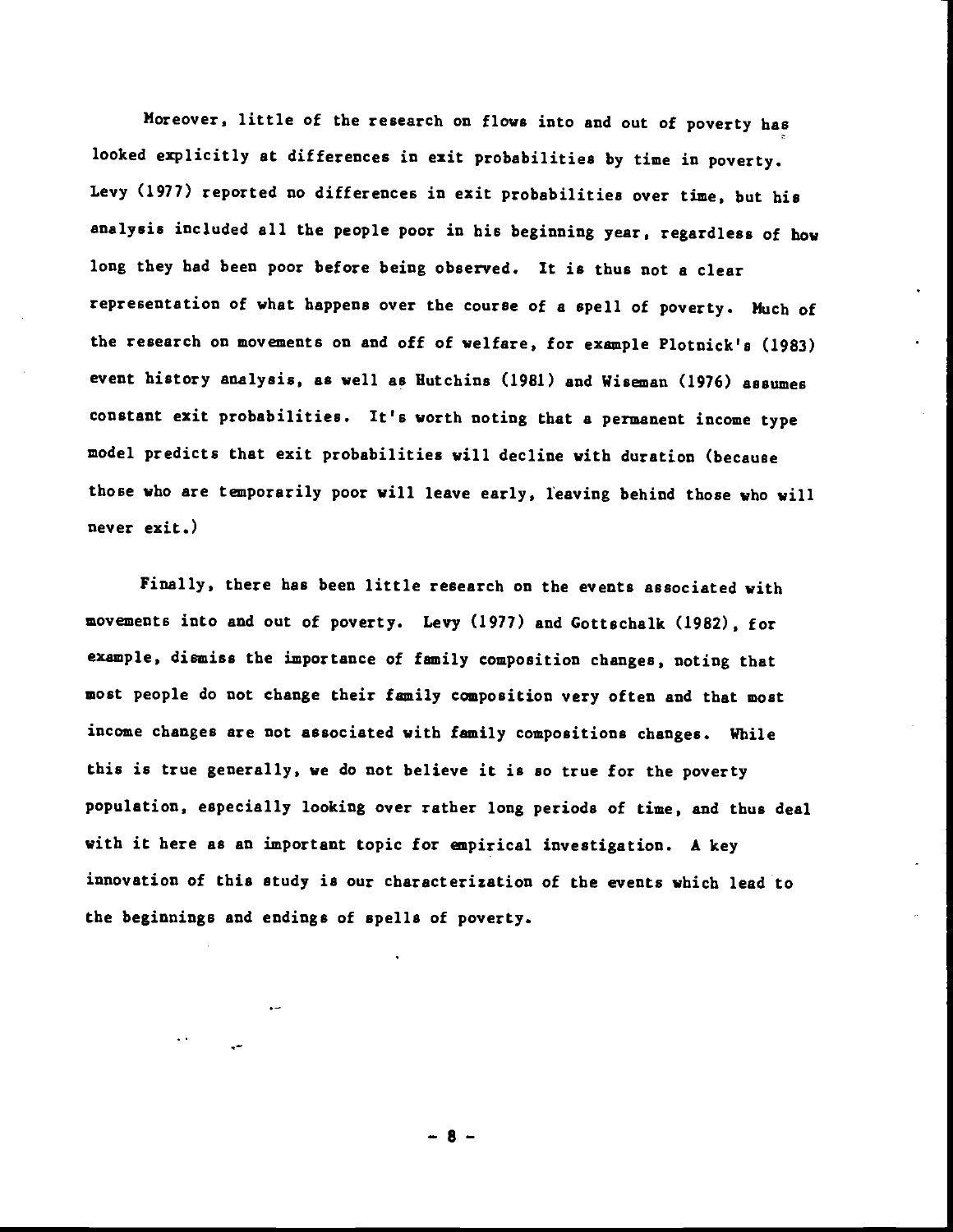Moreover, little of the research on flows into and out of poverty has looked explicitly at differences in exit probabilities by time in poverty. Levy (1977) reported no differences in exit probabilities over time, but his analysis included all the people poor in his beginning year, regardless of how long they had been poor before being observed. It is thus not a clear representation of what happens over the course of a spell of poverty. Much of the research on movements on and off of welfare, for example Plotnick's (1983) event history analysis, as well as Hutchins (1981) and Wiseman (1976) assumes constant exit probabilities. It's worth noting that a permanent income type model predicts that exit probabilities will decline with duration (because those who are temporarily poor will leave early, leaving behind those who will never exit.)

Finally, there has been little research on the events associated with movements into and out of poverty. Levy (1977) and Gottschalk (1982), for example, dismiss the importance of family composition changes, noting that most people do not change their family composition very often and that most income changes are not associated with family compositions changes. While this is true generally, we do not believe it is so true for the poverty population, especially looking over rather long periods of time, and thus deal with it here as an important topic for empirical investigation. A key innovation of this study is our characterization of the events which lead to the beginnings and endings of spells of poverty.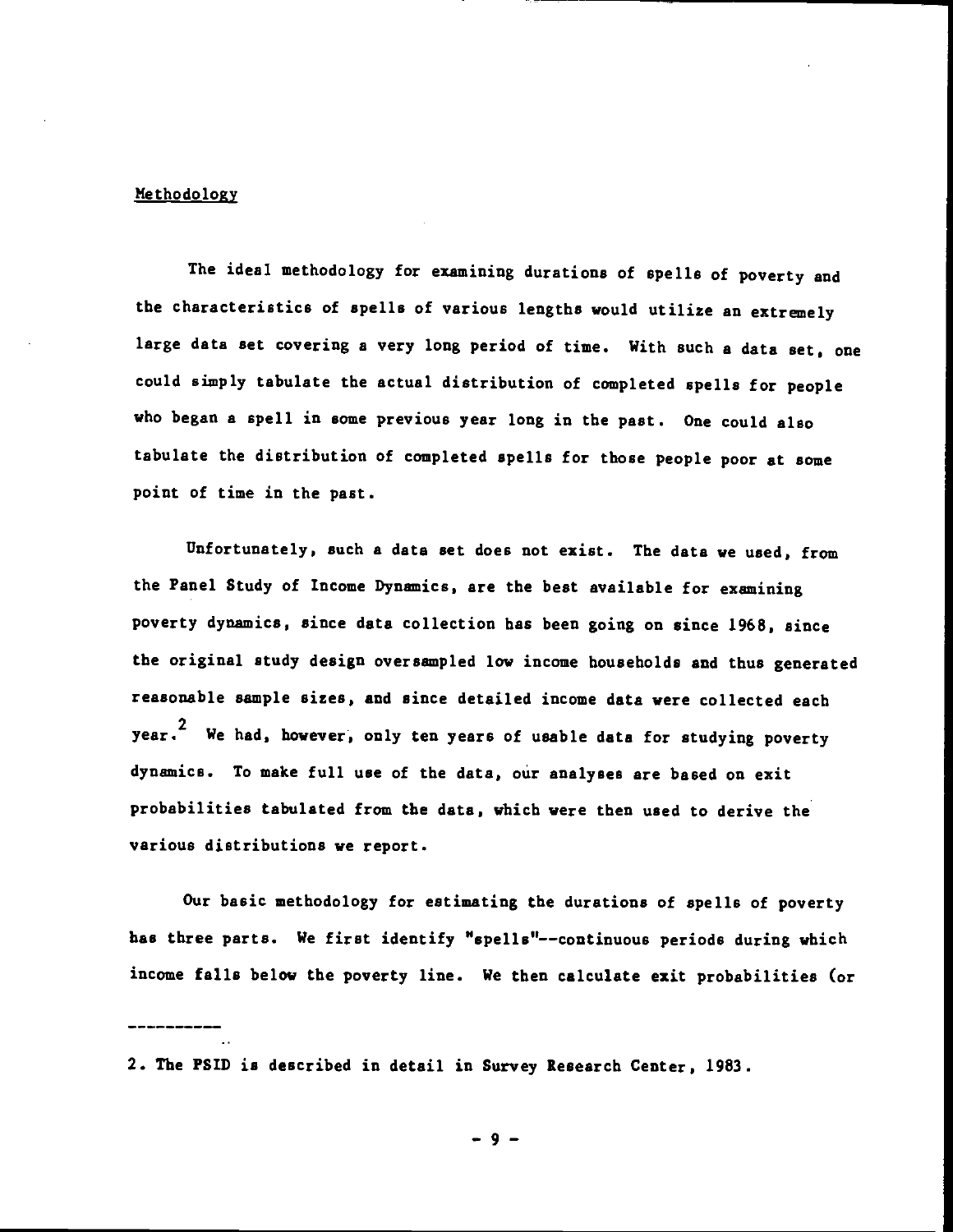## Methodology

The ideal methodology for examining durations of spells of poverty and the characteristics of spells of various lengths would utilize an extremely large data set covering a very long period of time. With such a data set, one could simply tabulate the actual distribution of completed spells for people who began a spell in some previous year long in the past. One could also tabulate the distribution of completed spells for those people poor at some point of time in the past.

Unfortunately, such a data set does not exist. The data we used, from the Panel Study of Income Dynamics, are the best available for examining poverty dynamics, since data collection has been going on since 1968, since the original study design oversampled low income households and thus generated reasonable sample sizes, and since detailed income data were collected each year.[2] We had, however, only ten years of usable data for studying poverty dynamics. To make full use of the data, our analyses are based on exit probabilities tabulated from the data, which were then used to derive the various distributions we report.

Our basic methodology for estimating the durations of spells of poverty has three parts. We first identify "spells"--continuous periods during which income falls below the poverty line. We then calculate exit probabilities (or

---

2. The PSID is described in detail in Survey Research Center, 1983.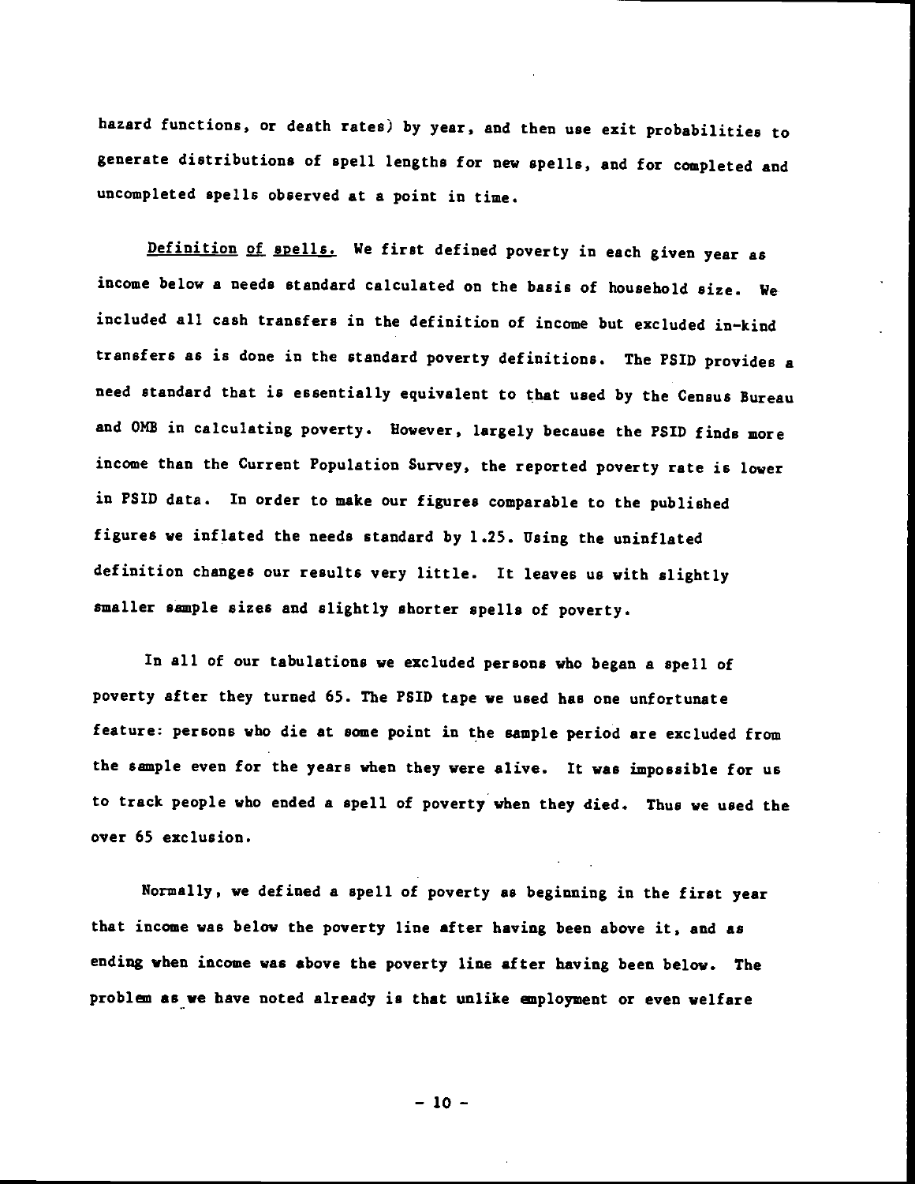hazard functions, or death rates) by year, and then use exit probabilities to generate distributions of spell lengths for new spells, and for completed and uncompleted spells observed at a point in time.

Definition of spells. We first defined poverty in each given year as income below a needs standard calculated on the basis of household size. We included all cash transfers in the definition of income but excluded in-kind transfers as is done in the standard poverty definitions. The PSID provides a need standard that is essentially equivalent to that used by the Census Bureau and OMB in calculating poverty. However, largely because the PSID finds more income than the Current Population Survey, the reported poverty rate is lower in PSID data. In order to make our figures comparable to the published figures we inflated the needs standard by 1.25. Using the uninflated definition changes our results very little. It leaves us with slightly smaller sample sizes and slightly shorter spells of poverty.

In all of our tabulations we excluded persons who began a spell of poverty after they turned 65. The PSID tape we used has one unfortunate feature: persons who die at some point in the sample period are excluded from the sample even for the years when they were alive. It was impossible for us to track people who ended a spell of poverty when they died. Thus we used the over 65 exclusion.

Normally, we defined a spell of poverty as beginning in the first year that income was below the poverty line after having been above it, and as ending when income was above the poverty line after having been below. The problem as we have noted already is that unlike employment or even welfare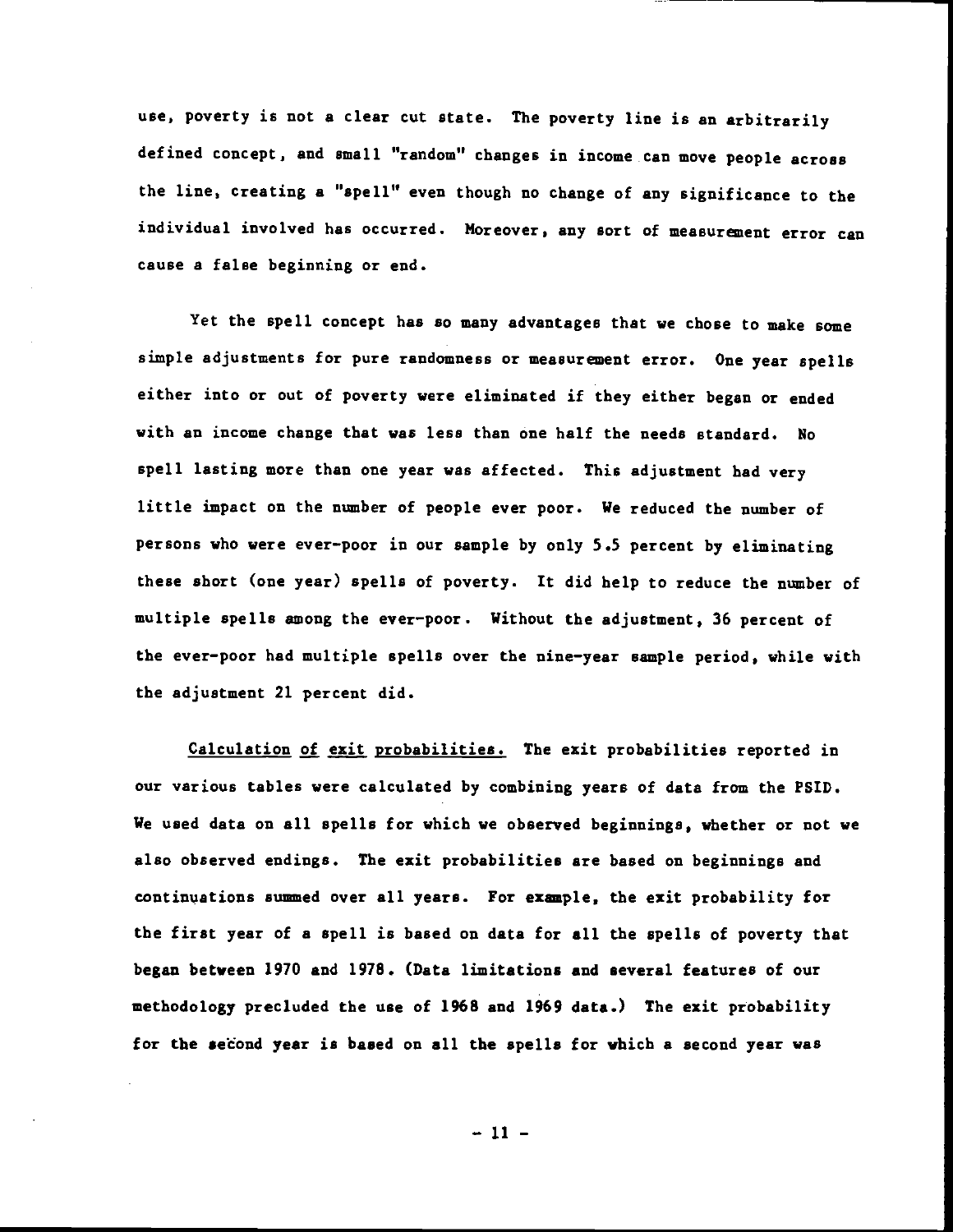use, poverty is not a clear cut state. The poverty line is an arbitrarily defined concept, and small "random" changes in income can move people across the line, creating a "spell" even though no change of any significance to the individual involved has occurred. Moreover, any sort of measurement error can cause a false beginning or end.

Yet the spell concept has so many advantages that we chose to make some simple adjustments for pure randomness or measurement error. One year spells either into or out of poverty were eliminated if they either began or ended with an income change that was less than one half the needs standard. No spell lasting more than one year was affected. This adjustment had very little impact on the number of people ever poor. We reduced the number of persons who were ever-poor in our sample by only 5.5 percent by eliminating these short (one year) spells of poverty. It did help to reduce the number of multiple spells among the ever-poor. Without the adjustment, 36 percent of the ever-poor had multiple spells over the nine-year sample period, while with the adjustment 21 percent did.

<u>Calculation of exit probabilities.</u> The exit probabilities reported in our various tables were calculated by combining years of data from the PSID. We used data on all spells for which we observed beginnings, whether or not we also observed endings. The exit probabilities are based on beginnings and continuations summed over all years. For example, the exit probability for the first year of a spell is based on data for all the spells of poverty that began between 1970 and 1978. (Data limitations and several features of our methodology precluded the use of 1968 and 1969 data.) The exit probability for the second year is based on all the spells for which a second year was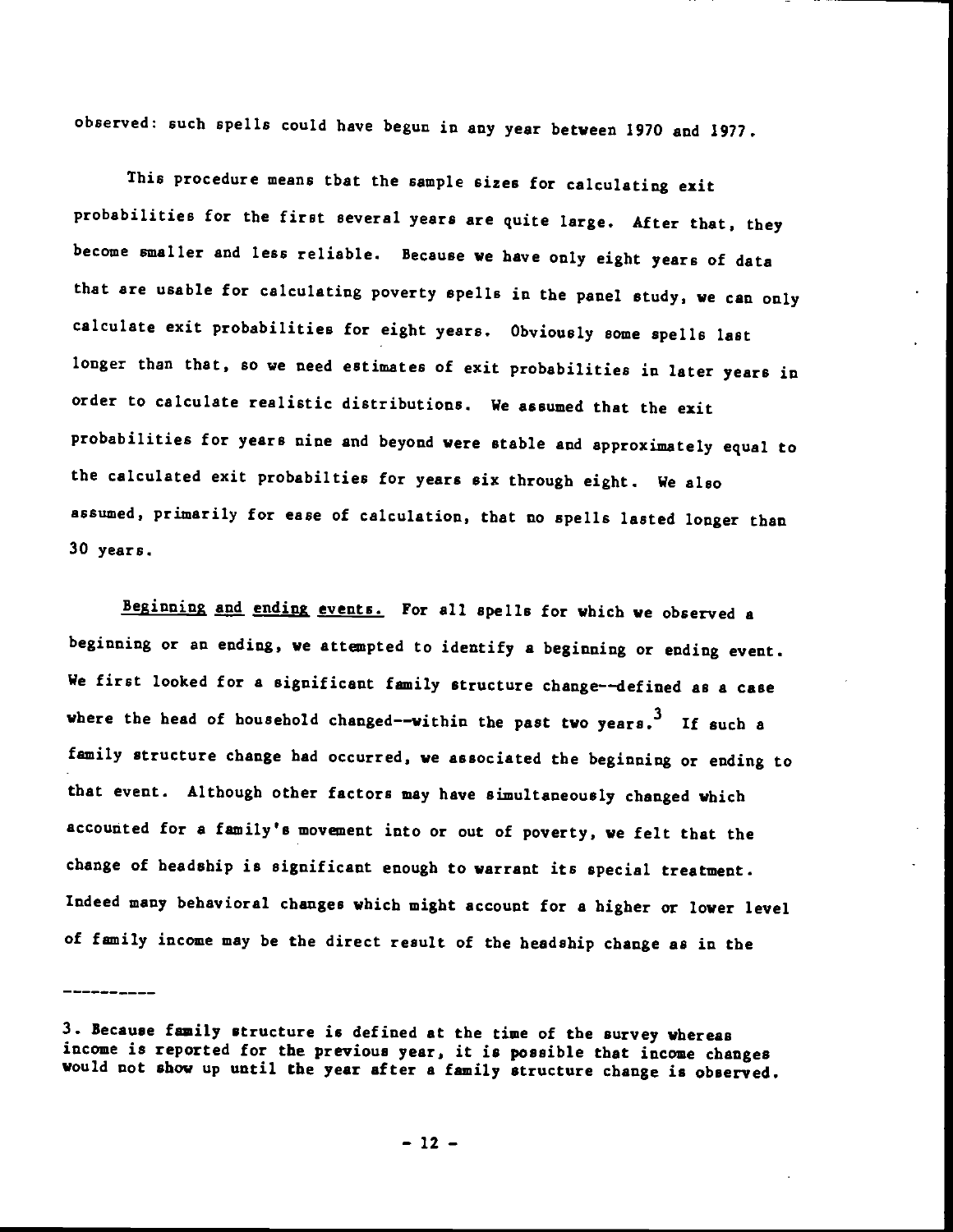observed: such spells could have begun in any year between 1970 and 1977.

This procedure means tbat the sample sizes for calculating exit probabilities for the first several years are quite large. After that, they become smaller and less reliable. Because we have only eight years of data that are usable for calculating poverty spells in the panel study, we can only calculate exit probabilities for eight years. Obviously some spells last longer than that, so we need estimates of exit probabilities in later years in order to calculate realistic distributions. We assumed that the exit probabilities for years nine and beyond were stable and approximately equal to the calculated exit probabilties for years six through eight. We also assumed, primarily for ease of calculation, that no spells lasted longer than 30 years.

Beginning and ending events. For all spells for which we observed a beginning or an ending, we attempted to identify a beginning or ending event. We first looked for a significant family structure change--defined as a case where the head of household changed--within the past two years.[3] If such a family structure change had occurred, we associated the beginning or ending to that event. Although other factors may have simultaneously changed which accounted for a family's movement into or out of poverty, we felt that the change of headship is significant enough to warrant its special treatment. Indeed many behavioral changes which might account for a higher or lower level of family income may be the direct result of the headship change as in the

----------

3. Because family structure is defined at the time of the survey whereas income is reported for the previous year, it is possible that income changes would not show up until the year after a family structure change is observed.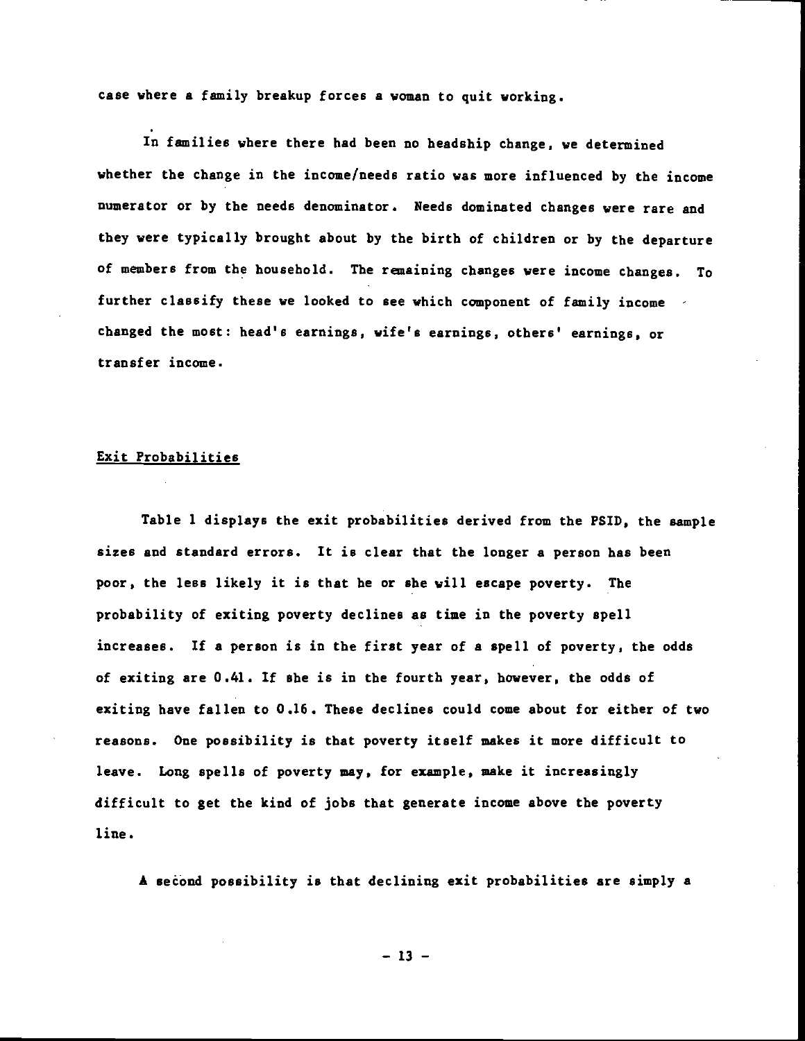case where a family breakup forces a woman to quit working.

In families where there had been no headship change, we determined whether the change in the income/needs ratio was more influenced by the income numerator or by the needs denominator. Needs dominated changes were rare and they were typically brought about by the birth of children or by the departure of members from the household. The remaining changes were income changes. To further classify these we looked to see which component of family income changed the most: head's earnings, wife's earnings, others' earnings, or transfer income.

## Exit Probabilities

Table 1 displays the exit probabilities derived from the PSID, the sample sizes and standard errors. It is clear that the longer a person has been poor, the less likely it is that he or she will escape poverty. The probability of exiting poverty declines as time in the poverty spell increases. If a person is in the first year of a spell of poverty, the odds of exiting are 0.41. If she is in the fourth year, however, the odds of exiting have fallen to 0.16. These declines could come about for either of two reasons. One possibility is that poverty itself makes it more difficult to leave. Long spells of poverty may, for example, make it increasingly difficult to get the kind of jobs that generate income above the poverty line.

A second possibility is that declining exit probabilities are simply a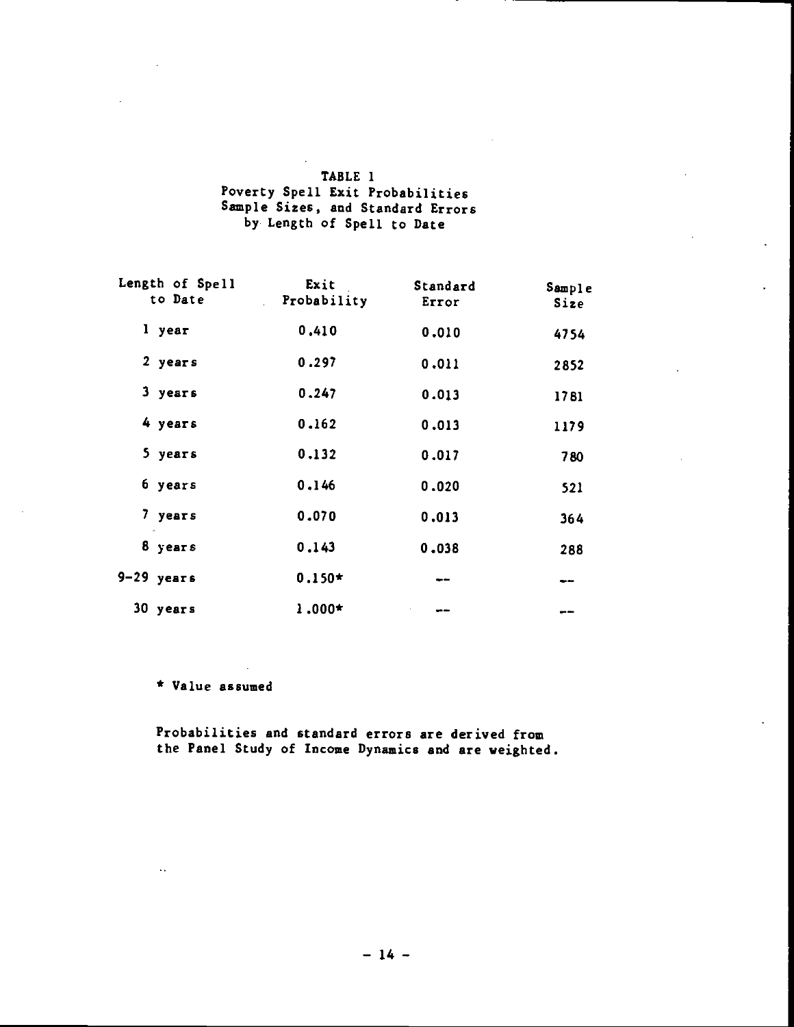TABLE 1
Poverty Spell Exit Probabilities
Sample Sizes, and Standard Errors
by Length of Spell to Date

| Length of Spell to Date | Exit Probability | Standard Error | Sample Size |
|---|---|---|---|
| 1 year | 0.410 | 0.010 | 4754 |
| 2 years | 0.297 | 0.011 | 2852 |
| 3 years | 0.247 | 0.013 | 1781 |
| 4 years | 0.162 | 0.013 | 1179 |
| 5 years | 0.132 | 0.017 | 780 |
| 6 years | 0.146 | 0.020 | 521 |
| 7 years | 0.070 | 0.013 | 364 |
| 8 years | 0.143 | 0.038 | 288 |
| 9-29 years | 0.150* | -- | -- |
| 30 years | 1.000* | -- | -- |

* Value assumed

Probabilities and standard errors are derived from the Panel Study of Income Dynamics and are weighted.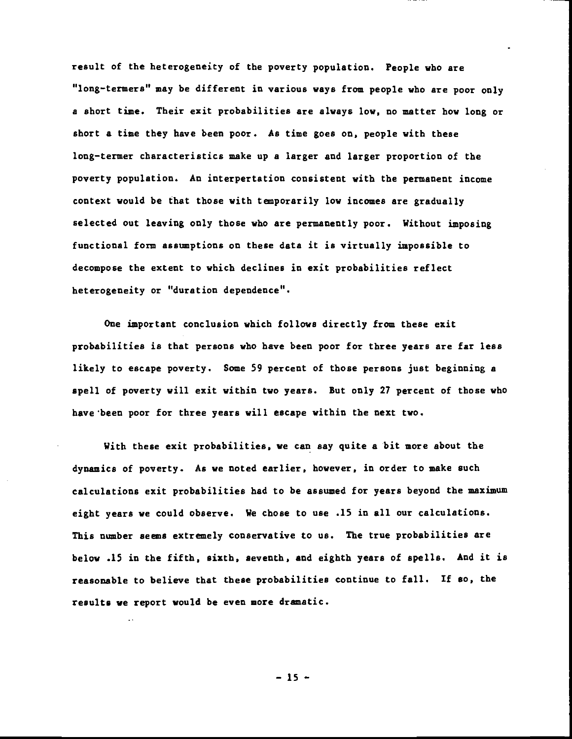result of the heterogeneity of the poverty population. People who are "long-termers" may be different in various ways from people who are poor only a short time. Their exit probabilities are always low, no matter how long or short a time they have been poor. As time goes on, people with these long-termer characteristics make up a larger and larger proportion of the poverty population. An interpertation consistent with the permanent income context would be that those with temporarily low incomes are gradually selected out leaving only those who are permanently poor. Without imposing functional form assumptions on these data it is virtually impossible to decompose the extent to which declines in exit probabilities reflect heterogeneity or "duration dependence".

One important conclusion which follows directly from these exit probabilities is that persons who have been poor for three years are far less likely to escape poverty. Some 59 percent of those persons just beginning a spell of poverty will exit within two years. But only 27 percent of those who have been poor for three years will escape within the next two.

With these exit probabilities, we can say quite a bit more about the dynamics of poverty. As we noted earlier, however, in order to make such calculations exit probabilities had to be assumed for years beyond the maximum eight years we could observe. We chose to use .15 in all our calculations. This number seems extremely conservative to us. The true probabilities are below .15 in the fifth, sixth, seventh, and eighth years of spells. And it is reasonable to believe that these probabilities continue to fall. If so, the results we report would be even more dramatic.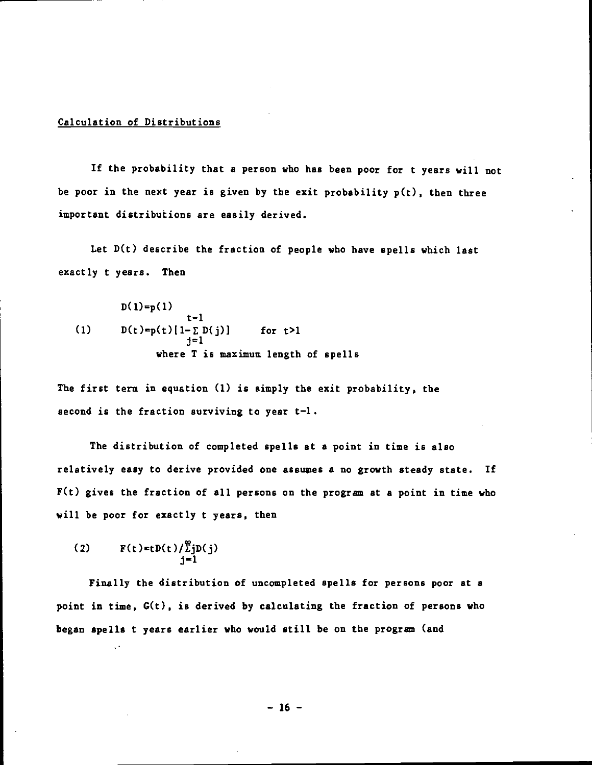## Calculation of Distributions

If the probability that a person who has been poor for t years will not be poor in the next year is given by the exit probability $p(t)$, then three important distributions are easily derived.

Let $D(t)$ describe the fraction of people who have spells which last exactly t years. Then

$$
\begin{aligned}
&D(1)=p(1) \\
(1) \qquad &D(t)=p(t)\left[1-\sum_{j=1}^{t-1} D(j)\right] \qquad \text{for } t>1 \\
&\qquad \text{where T is maximum length of spells}
\end{aligned}
$$

The first term in equation (1) is simply the exit probability, the second is the fraction surviving to year t-1.

The distribution of completed spells at a point in time is also relatively easy to derive provided one assumes a no growth steady state. If $F(t)$ gives the fraction of all persons on the program at a point in time who will be poor for exactly t years, then

$$
(2) \qquad F(t)=tD(t)/\sum_{j=1}^{\infty} jD(j)
$$

Finally the distribution of uncompleted spells for persons poor at a point in time, $G(t)$, is derived by calculating the fraction of persons who began spells t years earlier who would still be on the program (and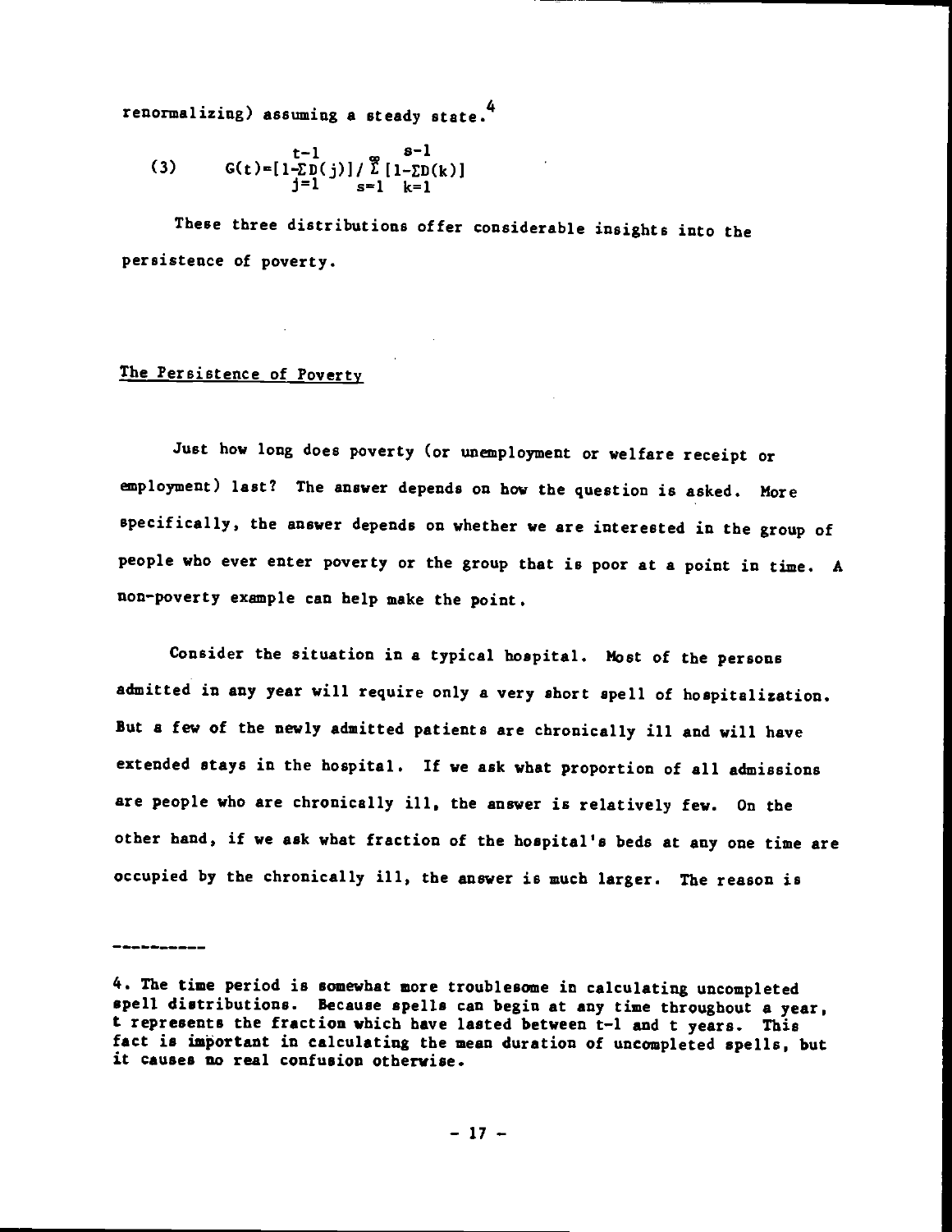renormalizing) assuming a steady state.[4]

$$(3) \qquad G(t)=\left[1-\sum_{j=1}^{t-1}D(j)\right] \Big/ \sum_{s=1}^{\infty}\left[1-\sum_{k=1}^{s-1}D(k)\right]$$

These three distributions offer considerable insights into the persistence of poverty.

## The Persistence of Poverty

Just how long does poverty (or unemployment or welfare receipt or employment) last? The answer depends on how the question is asked. More specifically, the answer depends on whether we are interested in the group of people who ever enter poverty or the group that is poor at a point in time. A non-poverty example can help make the point.

Consider the situation in a typical hospital. Most of the persons admitted in any year will require only a very short spell of hospitalization. But a few of the newly admitted patients are chronically ill and will have extended stays in the hospital. If we ask what proportion of all admissions are people who are chronically ill, the answer is relatively few. On the other hand, if we ask what fraction of the hospital's beds at any one time are occupied by the chronically ill, the answer is much larger. The reason is

---

4. The time period is somewhat more troublesome in calculating uncompleted spell distributions. Because spells can begin at any time throughout a year, t represents the fraction which have lasted between t-1 and t years. This fact is important in calculating the mean duration of uncompleted spells, but it causes no real confusion otherwise.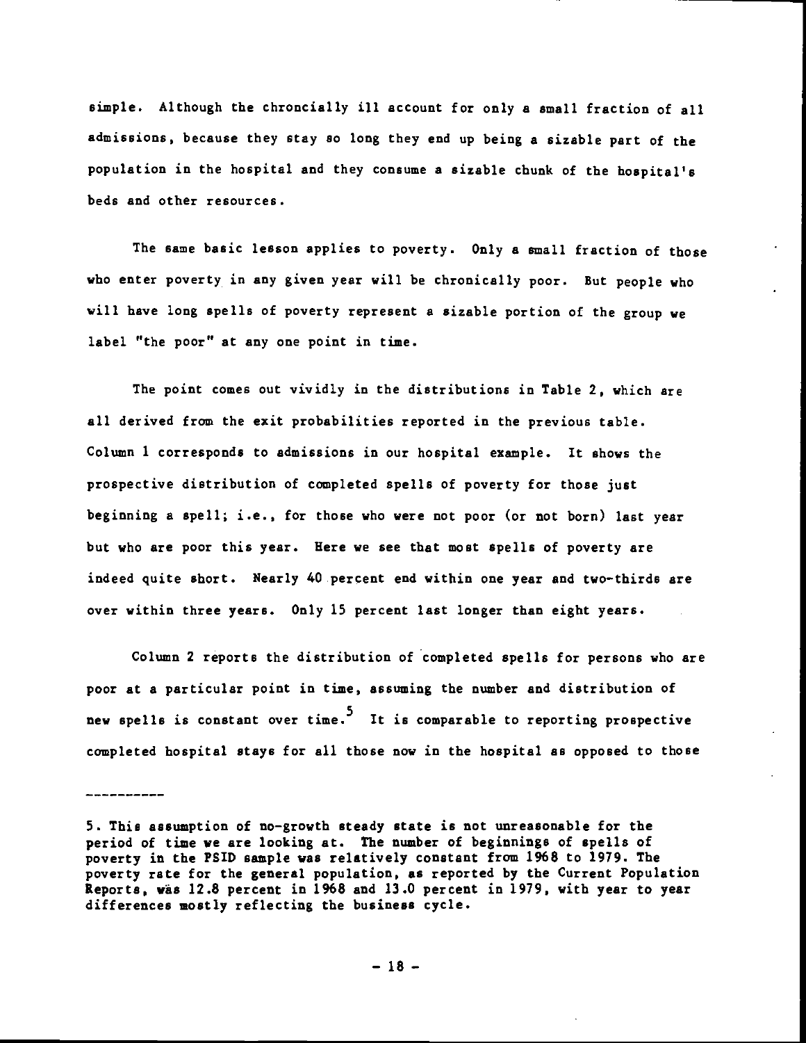simple. Although the chroncially ill account for only a small fraction of all admissions, because they stay so long they end up being a sizable part of the population in the hospital and they consume a sizable chunk of the hospital's beds and other resources.

The same basic lesson applies to poverty. Only a small fraction of those who enter poverty in any given year will be chronically poor. But people who will have long spells of poverty represent a sizable portion of the group we label "the poor" at any one point in time.

The point comes out vividly in the distributions in Table 2, which are all derived from the exit probabilities reported in the previous table. Column 1 corresponds to admissions in our hospital example. It shows the prospective distribution of completed spells of poverty for those just beginning a spell; i.e., for those who were not poor (or not born) last year but who are poor this year. Here we see that most spells of poverty are indeed quite short. Nearly 40 percent end within one year and two-thirds are over within three years. Only 15 percent last longer than eight years.

Column 2 reports the distribution of completed spells for persons who are poor at a particular point in time, assuming the number and distribution of new spells is constant over time.[5] It is comparable to reporting prospective completed hospital stays for all those now in the hospital as opposed to those

----------

5. This assumption of no-growth steady state is not unreasonable for the period of time we are looking at. The number of beginnings of spells of poverty in the PSID sample was relatively constant from 1968 to 1979. The poverty rate for the general population, as reported by the Current Population Reports, was 12.8 percent in 1968 and 13.0 percent in 1979, with year to year differences mostly reflecting the business cycle.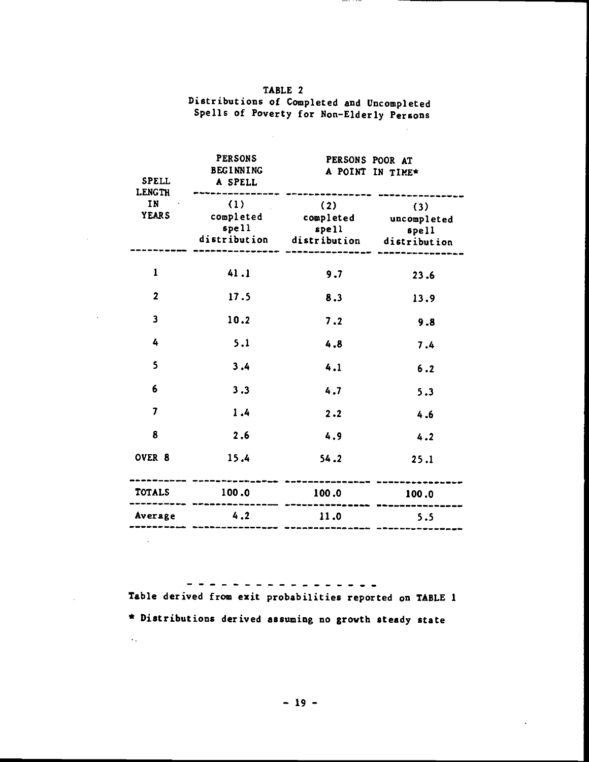TABLE 2
Distributions of Completed and Uncompleted Spells of Poverty for Non-Elderly Persons

| SPELL LENGTH IN YEARS | PERSONS BEGINNING A SPELL | PERSONS POOR AT A POINT IN TIME* | |
|---|---|---|---|
| | (1) completed spell distribution | (2) completed spell distribution | (3) uncompleted spell distribution |
| 1 | 41.1 | 9.7 | 23.6 |
| 2 | 17.5 | 8.3 | 13.9 |
| 3 | 10.2 | 7.2 | 9.8 |
| 4 | 5.1 | 4.8 | 7.4 |
| 5 | 3.4 | 4.1 | 6.2 |
| 6 | 3.3 | 4.7 | 5.3 |
| 7 | 1.4 | 2.2 | 4.6 |
| 8 | 2.6 | 4.9 | 4.2 |
| OVER 8 | 15.4 | 54.2 | 25.1 |
| TOTALS | 100.0 | 100.0 | 100.0 |
| Average | 4.2 | 11.0 | 5.5 |

Table derived from exit probabilities reported on TABLE 1

* Distributions derived assuming no growth steady state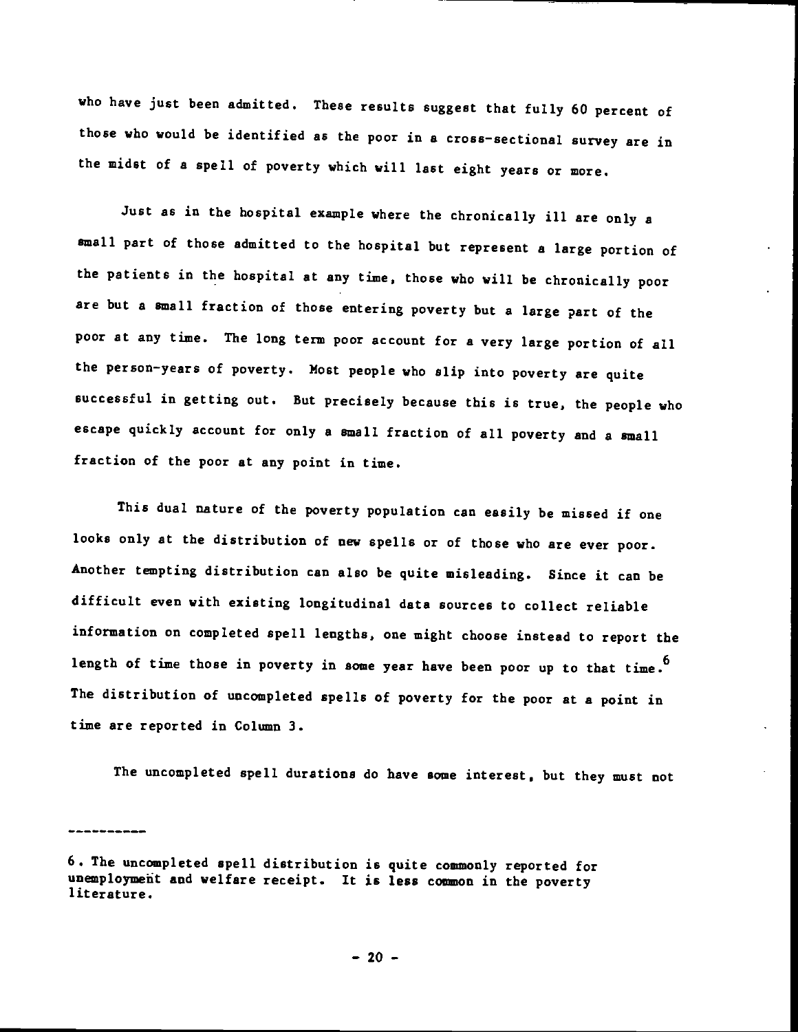who have just been admitted. These results suggest that fully 60 percent of those who would be identified as the poor in a cross-sectional survey are in the midst of a spell of poverty which will last eight years or more.

Just as in the hospital example where the chronically ill are only a small part of those admitted to the hospital but represent a large portion of the patients in the hospital at any time, those who will be chronically poor are but a small fraction of those entering poverty but a large part of the poor at any time. The long term poor account for a very large portion of all the person-years of poverty. Most people who slip into poverty are quite successful in getting out. But precisely because this is true, the people who escape quickly account for only a small fraction of all poverty and a small fraction of the poor at any point in time.

This dual nature of the poverty population can easily be missed if one looks only at the distribution of new spells or of those who are ever poor. Another tempting distribution can also be quite misleading. Since it can be difficult even with existing longitudinal data sources to collect reliable information on completed spell lengths, one might choose instead to report the length of time those in poverty in some year have been poor up to that time.[6] The distribution of uncompleted spells of poverty for the poor at a point in time are reported in Column 3.

The uncompleted spell durations do have some interest, but they must not

----------

6. The uncompleted spell distribution is quite commonly reported for unemployment and welfare receipt. It is less common in the poverty literature.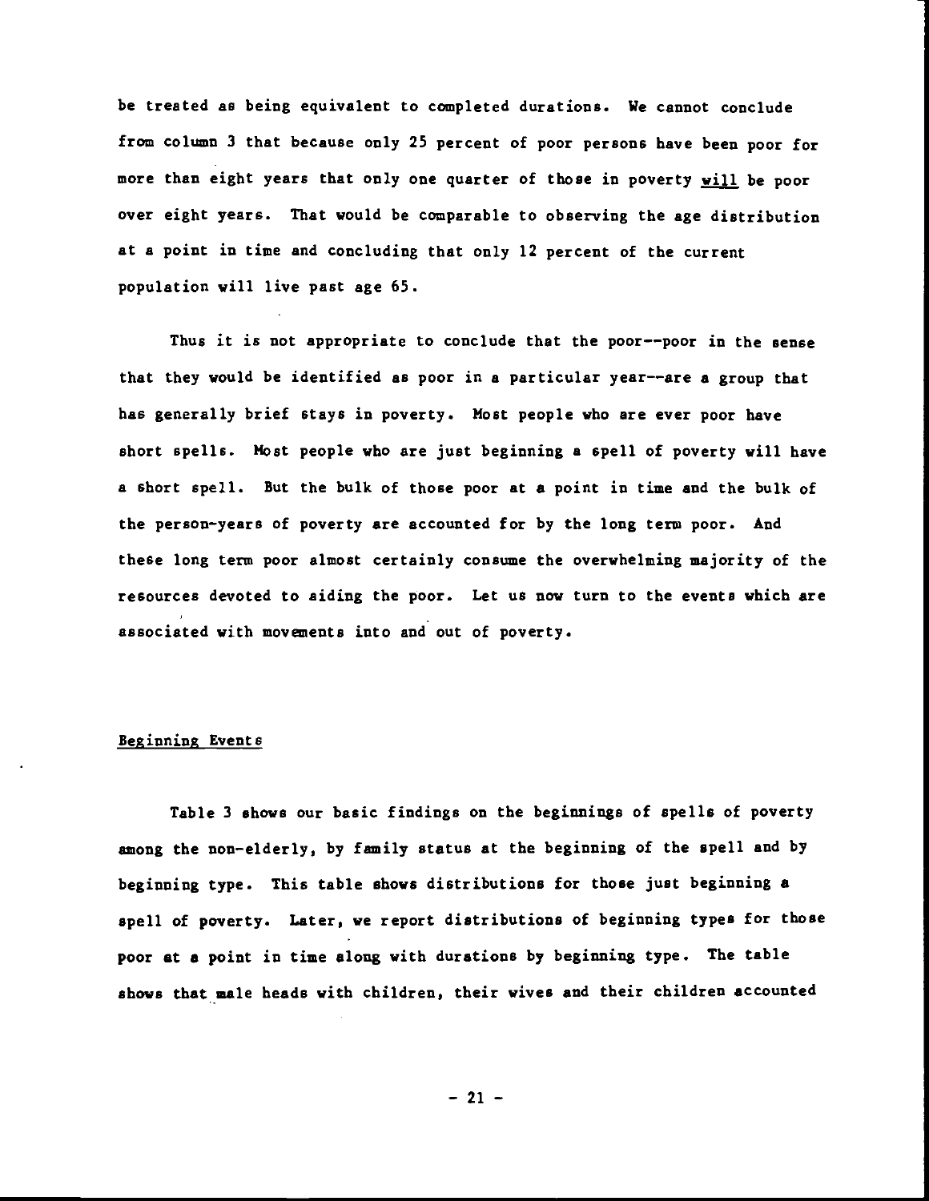be treated as being equivalent to completed durations. We cannot conclude from column 3 that because only 25 percent of poor persons have been poor for more than eight years that only one quarter of those in poverty will be poor over eight years. That would be comparable to observing the age distribution at a point in time and concluding that only 12 percent of the current population will live past age 65.

Thus it is not appropriate to conclude that the poor--poor in the sense that they would be identified as poor in a particular year--are a group that has generally brief stays in poverty. Most people who are ever poor have short spells. Most people who are just beginning a spell of poverty will have a short spell. But the bulk of those poor at a point in time and the bulk of the person-years of poverty are accounted for by the long term poor. And these long term poor almost certainly consume the overwhelming majority of the resources devoted to aiding the poor. Let us now turn to the events which are associated with movements into and out of poverty.

## Beginning Events

Table 3 shows our basic findings on the beginnings of spells of poverty among the non-elderly, by family status at the beginning of the spell and by beginning type. This table shows distributions for those just beginning a spell of poverty. Later, we report distributions of beginning types for those poor at a point in time along with durations by beginning type. The table shows that male heads with children, their wives and their children accounted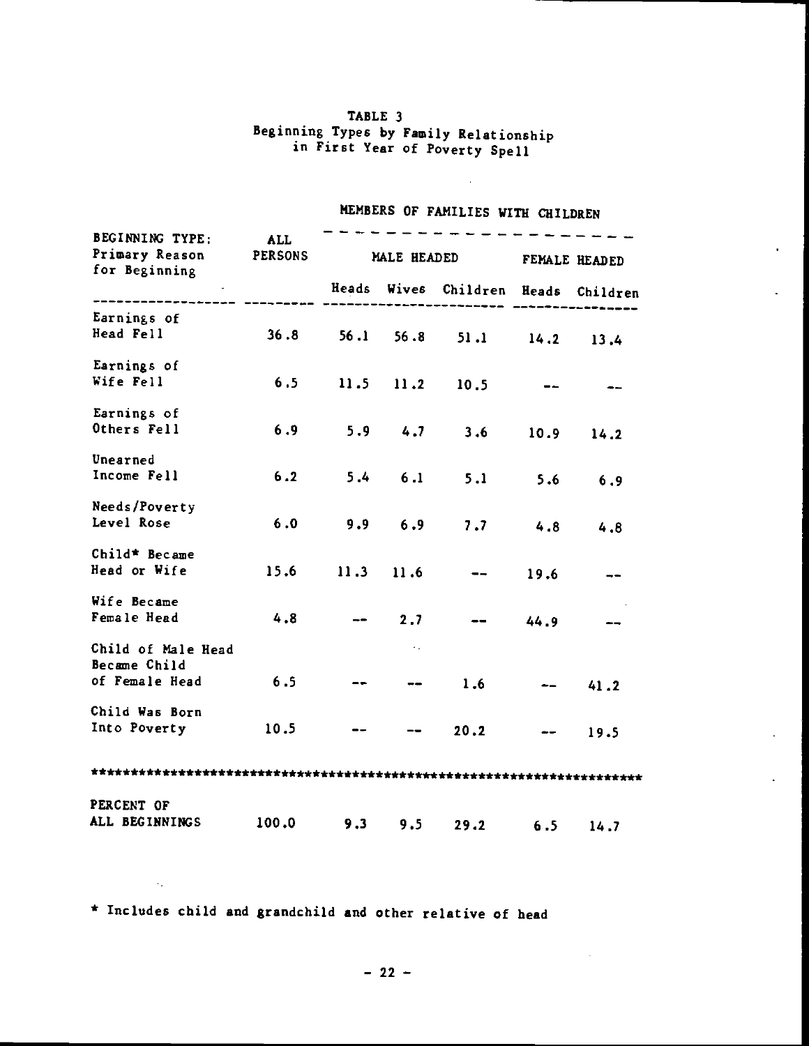# TABLE 3
## Beginning Types by Family Relationship in First Year of Poverty Spell

| BEGINNING TYPE: Primary Reason for Beginning | ALL PERSONS | MEMBERS OF FAMILIES WITH CHILDREN | | | | |
|---|---|---|---|---|---|---|
| | | MALE HEADED | | | FEMALE HEADED | |
| | | Heads | Wives | Children | Heads | Children |
| Earnings of Head Fell | 36.8 | 56.1 | 56.8 | 51.1 | 14.2 | 13.4 |
| Earnings of Wife Fell | 6.5 | 11.5 | 11.2 | 10.5 | -- | -- |
| Earnings of Others Fell | 6.9 | 5.9 | 4.7 | 3.6 | 10.9 | 14.2 |
| Unearned Income Fell | 6.2 | 5.4 | 6.1 | 5.1 | 5.6 | 6.9 |
| Needs/Poverty Level Rose | 6.0 | 9.9 | 6.9 | 7.7 | 4.8 | 4.8 |
| Child* Became Head or Wife | 15.6 | 11.3 | 11.6 | -- | 19.6 | -- |
| Wife Became Female Head | 4.8 | -- | 2.7 | -- | 44.9 | -- |
| Child of Male Head Became Child of Female Head | 6.5 | -- | -- | 1.6 | -- | 41.2 |
| Child Was Born Into Poverty | 10.5 | -- | -- | 20.2 | -- | 19.5 |
| PERCENT OF ALL BEGINNINGS | 100.0 | 9.3 | 9.5 | 29.2 | 6.5 | 14.7 |

* Includes child and grandchild and other relative of head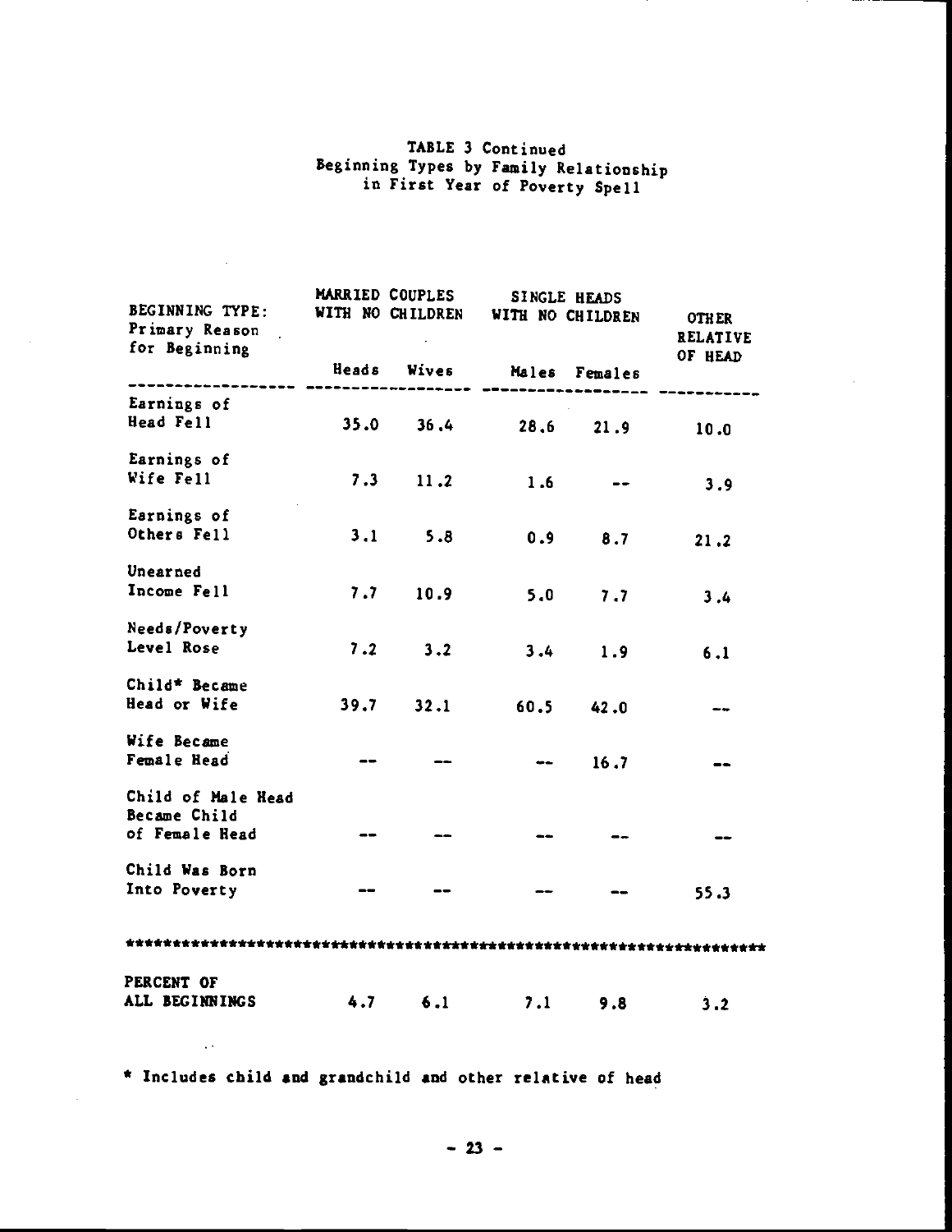# TABLE 3 Continued
## Beginning Types by Family Relationship in First Year of Poverty Spell

| BEGINNING TYPE: Primary Reason for Beginning | MARRIED COUPLES WITH NO CHILDREN | | SINGLE HEADS WITH NO CHILDREN | | OTHER RELATIVE OF HEAD |
|---|---|---|---|---|---|
| | Heads | Wives | Males | Females | |
| Earnings of Head Fell | 35.0 | 36.4 | 28.6 | 21.9 | 10.0 |
| Earnings of Wife Fell | 7.3 | 11.2 | 1.6 | -- | 3.9 |
| Earnings of Others Fell | 3.1 | 5.8 | 0.9 | 8.7 | 21.2 |
| Unearned Income Fell | 7.7 | 10.9 | 5.0 | 7.7 | 3.4 |
| Needs/Poverty Level Rose | 7.2 | 3.2 | 3.4 | 1.9 | 6.1 |
| Child* Became Head or Wife | 39.7 | 32.1 | 60.5 | 42.0 | -- |
| Wife Became Female Head | -- | -- | -- | 16.7 | -- |
| Child of Male Head Became Child of Female Head | -- | -- | -- | -- | -- |
| Child Was Born Into Poverty | -- | -- | -- | -- | 55.3 |
| PERCENT OF ALL BEGINNINGS | 4.7 | 6.1 | 7.1 | 9.8 | 3.2 |

* Includes child and grandchild and other relative of head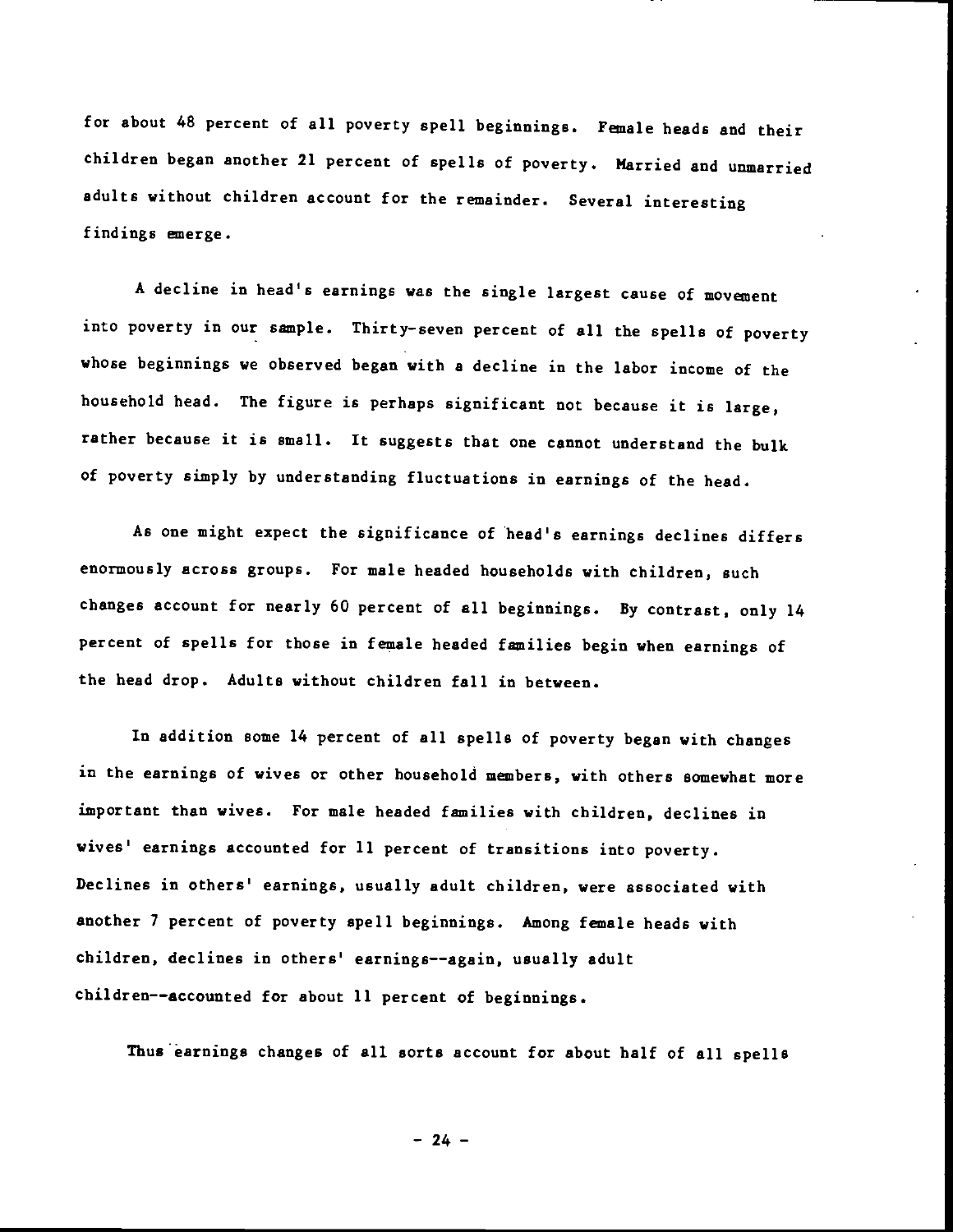for about 48 percent of all poverty spell beginnings. Female heads and their children began another 21 percent of spells of poverty. Married and unmarried adults without children account for the remainder. Several interesting findings emerge.

A decline in head's earnings was the single largest cause of movement into poverty in our sample. Thirty-seven percent of all the spells of poverty whose beginnings we observed began with a decline in the labor income of the household head. The figure is perhaps significant not because it is large, rather because it is small. It suggests that one cannot understand the bulk of poverty simply by understanding fluctuations in earnings of the head.

As one might expect the significance of head's earnings declines differs enormously across groups. For male headed households with children, such changes account for nearly 60 percent of all beginnings. By contrast, only 14 percent of spells for those in female headed families begin when earnings of the head drop. Adults without children fall in between.

In addition some 14 percent of all spells of poverty began with changes in the earnings of wives or other household members, with others somewhat more important than wives. For male headed families with children, declines in wives' earnings accounted for 11 percent of transitions into poverty. Declines in others' earnings, usually adult children, were associated with another 7 percent of poverty spell beginnings. Among female heads with children, declines in others' earnings--again, usually adult children--accounted for about 11 percent of beginnings.

Thus earnings changes of all sorts account for about half of all spells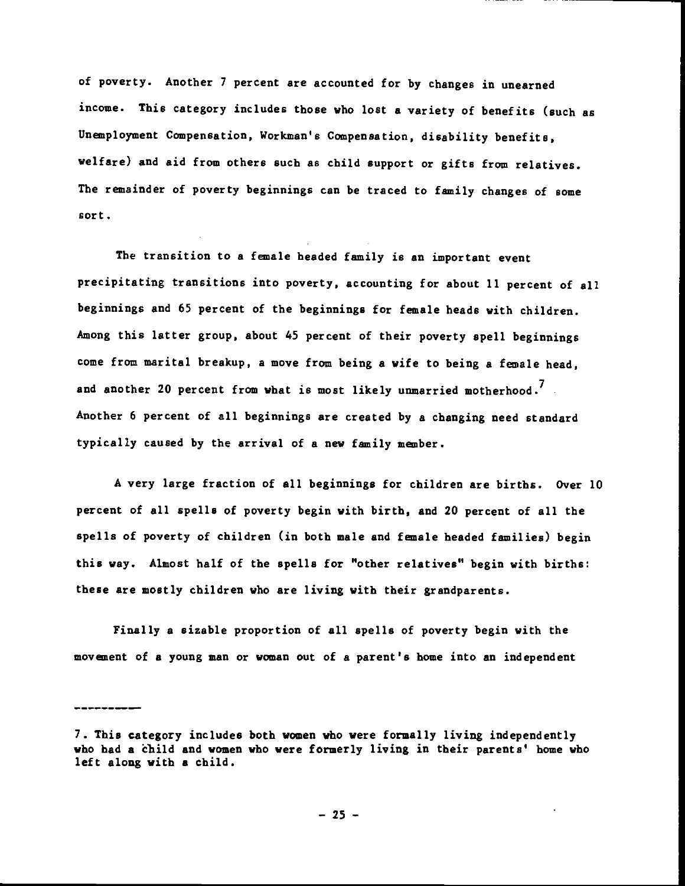of poverty. Another 7 percent are accounted for by changes in unearned income. This category includes those who lost a variety of benefits (such as Unemployment Compensation, Workman's Compensation, disability benefits, welfare) and aid from others such as child support or gifts from relatives. The remainder of poverty beginnings can be traced to family changes of some sort.

The transition to a female headed family is an important event precipitating transitions into poverty, accounting for about 11 percent of all beginnings and 65 percent of the beginnings for female heads with children. Among this latter group, about 45 percent of their poverty spell beginnings come from marital breakup, a move from being a wife to being a female head, and another 20 percent from what is most likely unmarried motherhood.[7] Another 6 percent of all beginnings are created by a changing need standard typically caused by the arrival of a new family member.

A very large fraction of all beginnings for children are births. Over 10 percent of all spells of poverty begin with birth, and 20 percent of all the spells of poverty of children (in both male and female headed families) begin this way. Almost half of the spells for "other relatives" begin with births: these are mostly children who are living with their grandparents.

Finally a sizable proportion of all spells of poverty begin with the movement of a young man or woman out of a parent's home into an independent

---

7. This category includes both women who were formally living independently who had a child and women who were formerly living in their parents' home who left along with a child.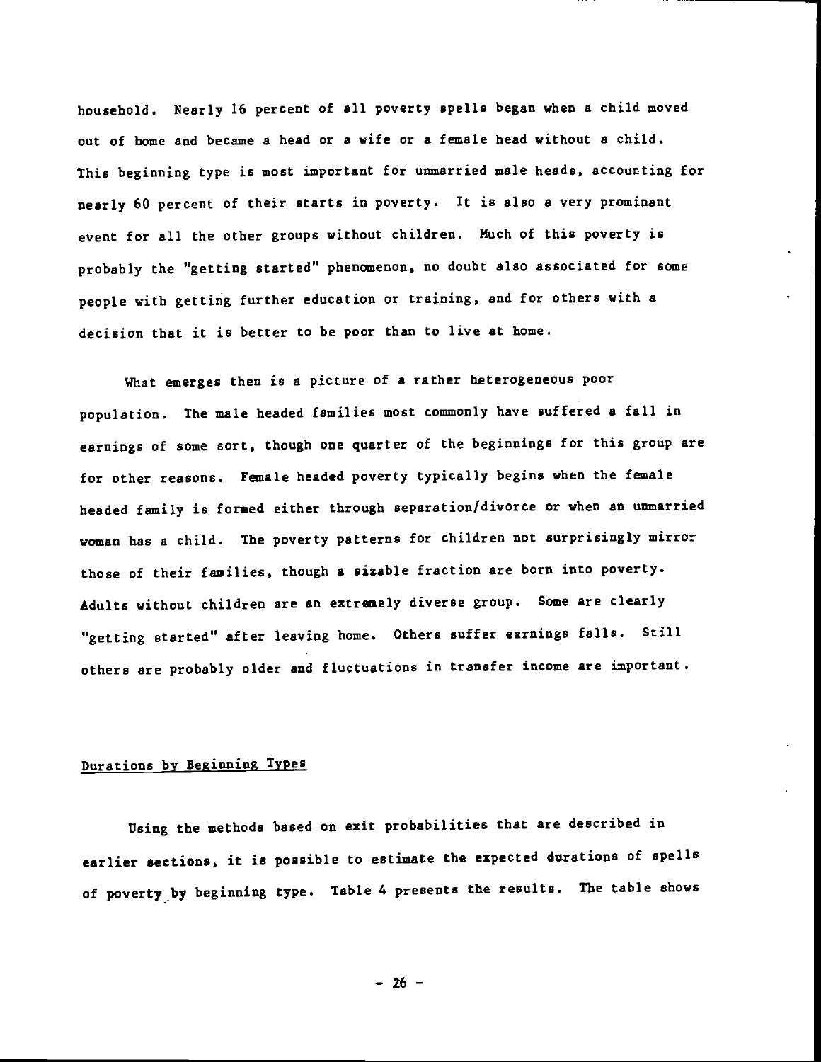household. Nearly 16 percent of all poverty spells began when a child moved out of home and became a head or a wife or a female head without a child. This beginning type is most important for unmarried male heads, accounting for nearly 60 percent of their starts in poverty. It is also a very prominant event for all the other groups without children. Much of this poverty is probably the "getting started" phenomenon, no doubt also associated for some people with getting further education or training, and for others with a decision that it is better to be poor than to live at home.

What emerges then is a picture of a rather heterogeneous poor population. The male headed families most commonly have suffered a fall in earnings of some sort, though one quarter of the beginnings for this group are for other reasons. Female headed poverty typically begins when the female headed family is formed either through separation/divorce or when an unmarried woman has a child. The poverty patterns for children not surprisingly mirror those of their families, though a sizable fraction are born into poverty. Adults without children are an extremely diverse group. Some are clearly "getting started" after leaving home. Others suffer earnings falls. Still others are probably older and fluctuations in transfer income are important.

## Durations by Beginning Types

Using the methods based on exit probabilities that are described in earlier sections, it is possible to estimate the expected durations of spells of poverty by beginning type. Table 4 presents the results. The table shows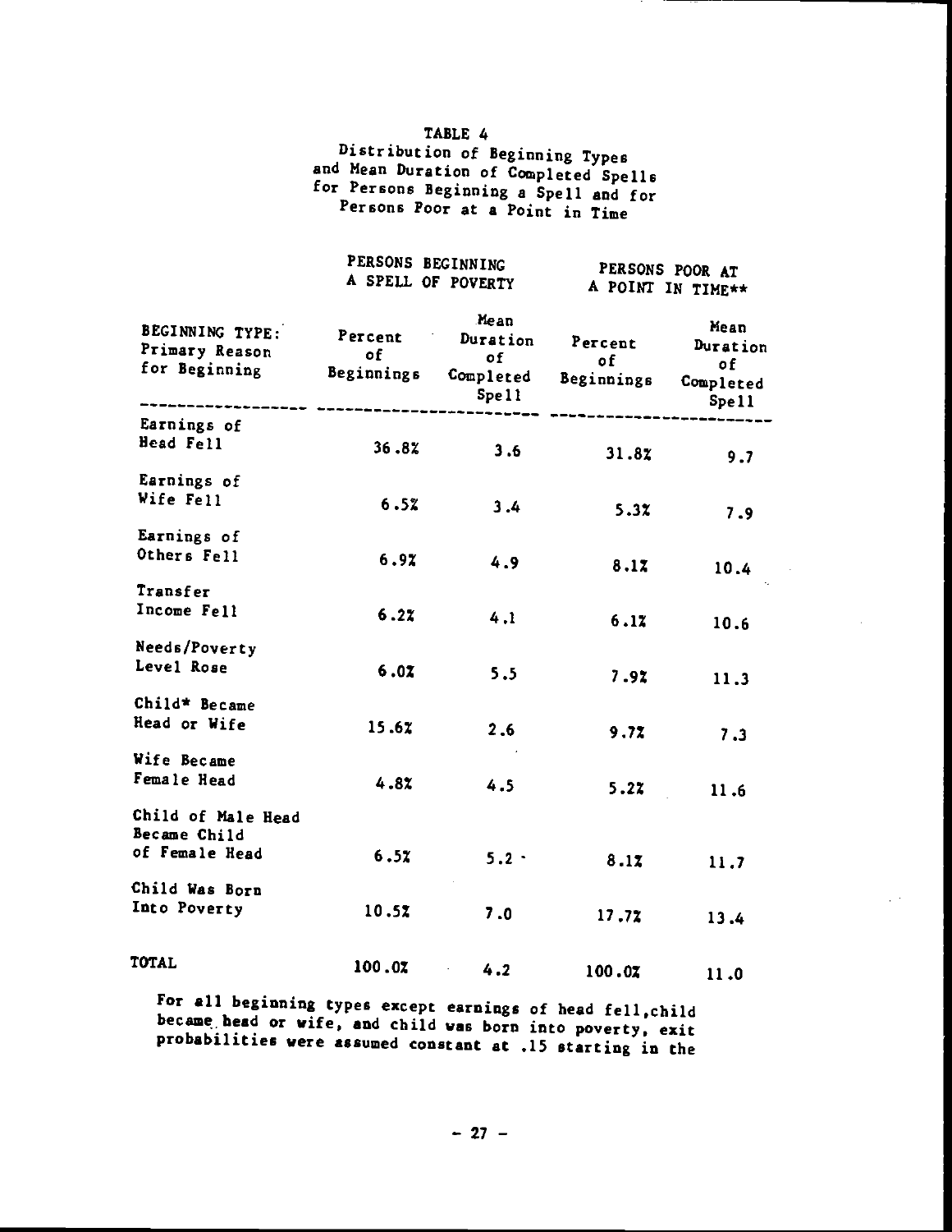TABLE 4
Distribution of Beginning Types and Mean Duration of Completed Spells for Persons Beginning a Spell and for Persons Poor at a Point in Time

| BEGINNING TYPE: Primary Reason for Beginning | PERSONS BEGINNING A SPELL OF POVERTY | | PERSONS POOR AT A POINT IN TIME** | |
|---|---|---|---|---|
| | Percent of Beginnings | Mean Duration of Completed Spell | Percent of Beginnings | Mean Duration of Completed Spell |
| Earnings of Head Fell | 36.8% | 3.6 | 31.8% | 9.7 |
| Earnings of Wife Fell | 6.5% | 3.4 | 5.3% | 7.9 |
| Earnings of Others Fell | 6.9% | 4.9 | 8.1% | 10.4 |
| Transfer Income Fell | 6.2% | 4.1 | 6.1% | 10.6 |
| Needs/Poverty Level Rose | 6.0% | 5.5 | 7.9% | 11.3 |
| Child* Became Head or Wife | 15.6% | 2.6 | 9.7% | 7.3 |
| Wife Became Female Head | 4.8% | 4.5 | 5.2% | 11.6 |
| Child of Male Head Became Child of Female Head | 6.5% | 5.2 | 8.1% | 11.7 |
| Child Was Born Into Poverty | 10.5% | 7.0 | 17.7% | 13.4 |
| TOTAL | 100.0% | 4.2 | 100.0% | 11.0 |

For all beginning types except earnings of head fell, child became head or wife, and child was born into poverty, exit probabilities were assumed constant at .15 starting in the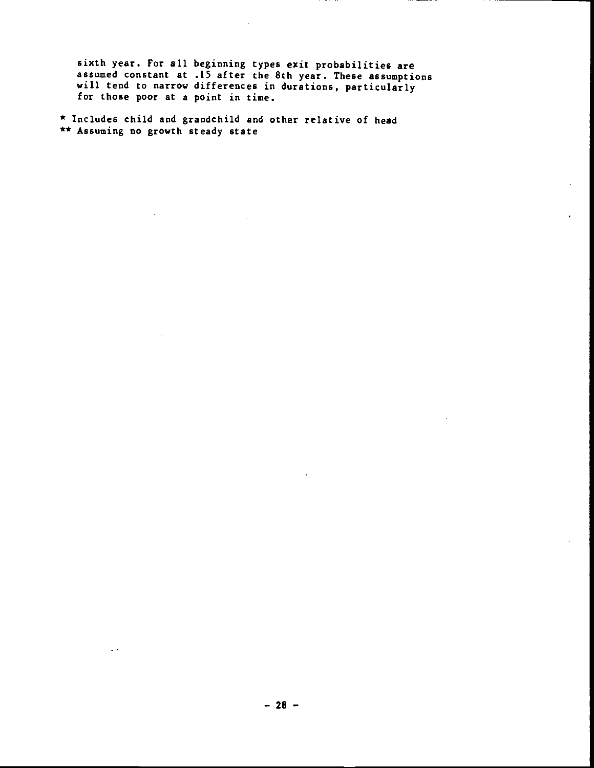sixth year. For all beginning types exit probabilities are assumed constant at .15 after the 8th year. These assumptions will tend to narrow differences in durations, particularly for those poor at a point in time.

* Includes child and grandchild and other relative of head

** Assuming no growth steady state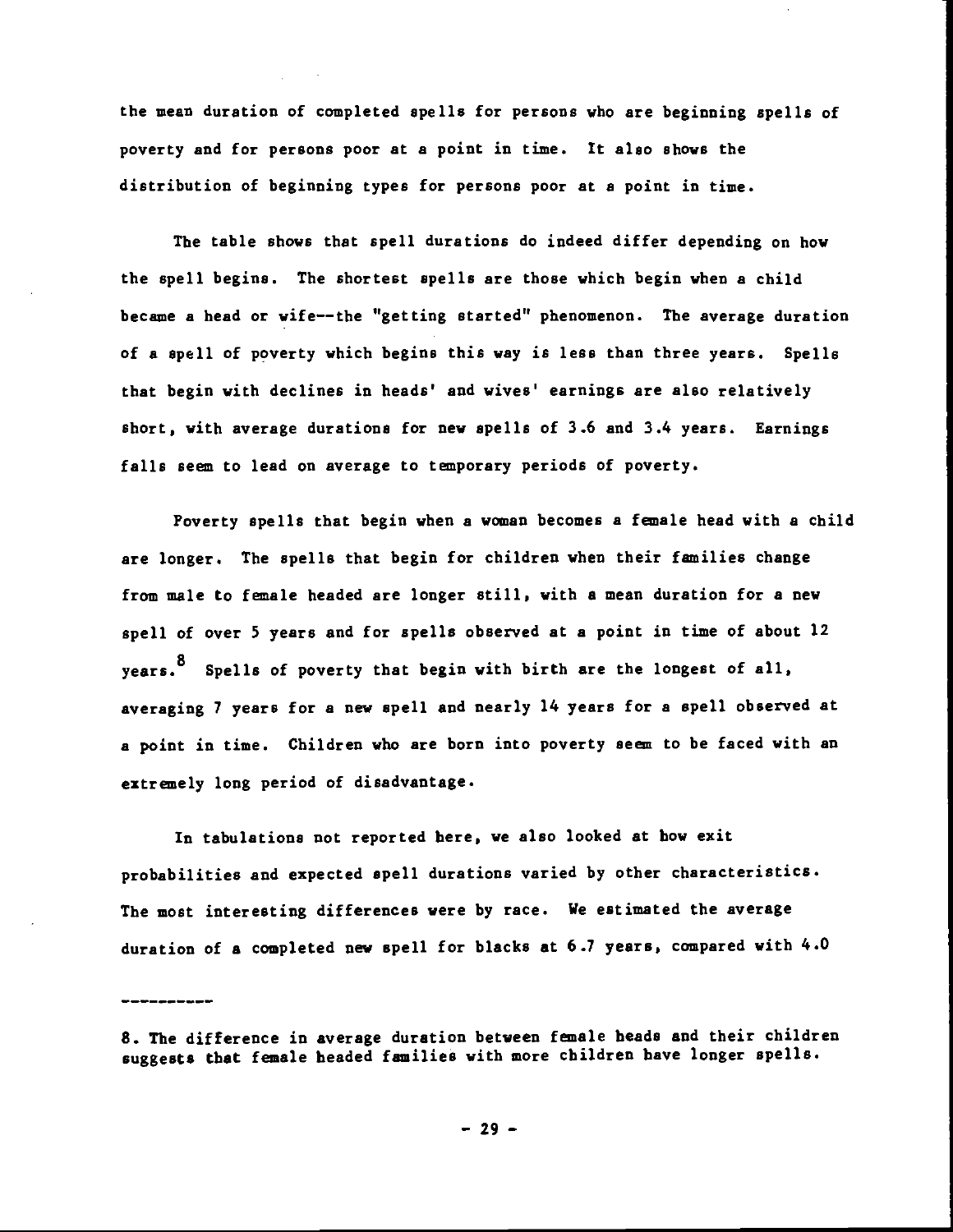the mean duration of completed spells for persons who are beginning spells of poverty and for persons poor at a point in time. It also shows the distribution of beginning types for persons poor at a point in time.

The table shows that spell durations do indeed differ depending on how the spell begins. The shortest spells are those which begin when a child became a head or wife--the "getting started" phenomenon. The average duration of a spell of poverty which begins this way is less than three years. Spells that begin with declines in heads' and wives' earnings are also relatively short, with average durations for new spells of 3.6 and 3.4 years. Earnings falls seem to lead on average to temporary periods of poverty.

Poverty spells that begin when a woman becomes a female head with a child are longer. The spells that begin for children when their families change from male to female headed are longer still, with a mean duration for a new spell of over 5 years and for spells observed at a point in time of about 12 years.[8] Spells of poverty that begin with birth are the longest of all, averaging 7 years for a new spell and nearly 14 years for a spell observed at a point in time. Children who are born into poverty seem to be faced with an extremely long period of disadvantage.

In tabulations not reported here, we also looked at how exit probabilities and expected spell durations varied by other characteristics. The most interesting differences were by race. We estimated the average duration of a completed new spell for blacks at 6.7 years, compared with 4.0

----------

8. The difference in average duration between female heads and their children suggests that female headed families with more children have longer spells.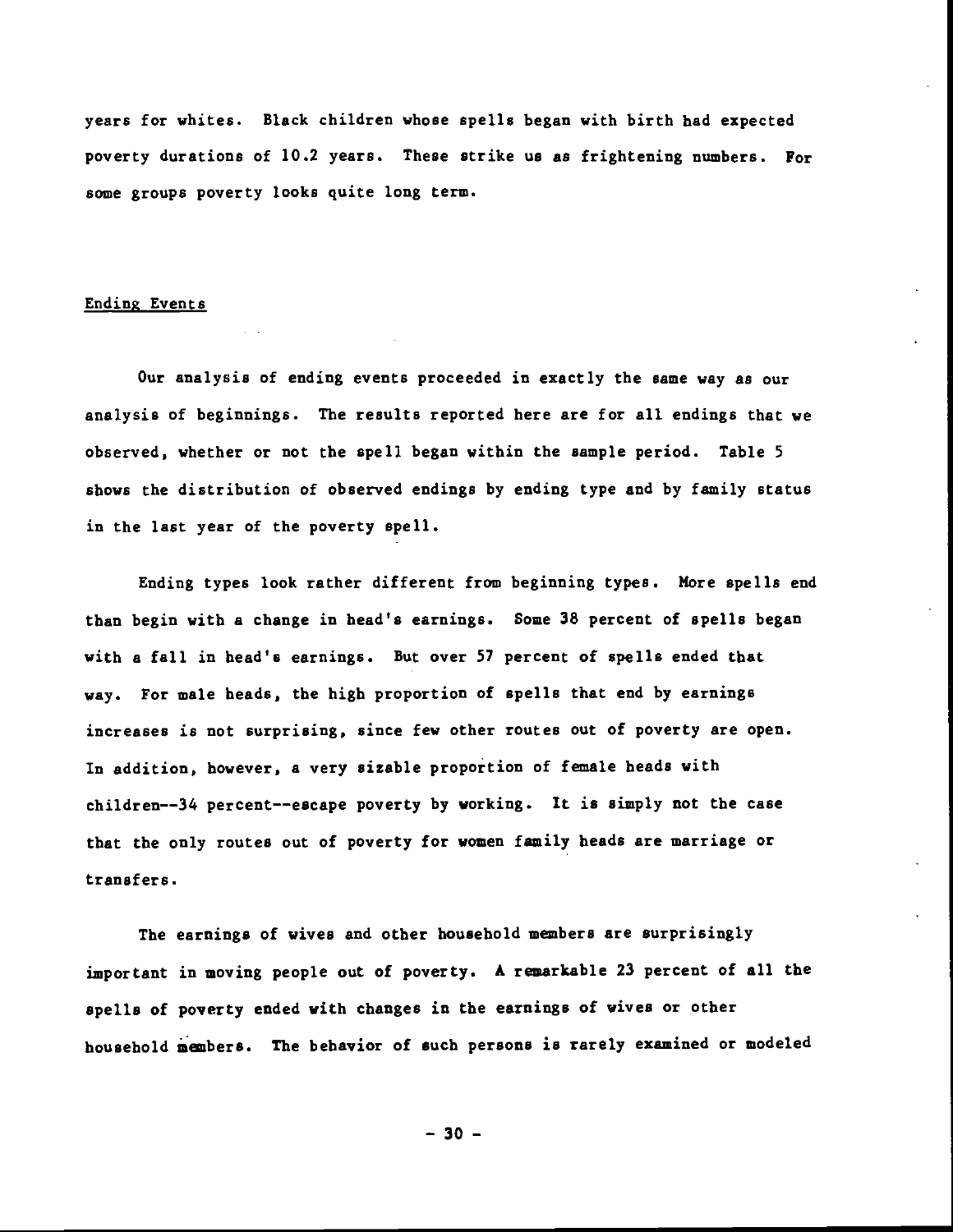years for whites. Black children whose spells began with birth had expected poverty durations of 10.2 years. These strike us as frightening numbers. For some groups poverty looks quite long term.

### Ending Events

Our analysis of ending events proceeded in exactly the same way as our analysis of beginnings. The results reported here are for all endings that we observed, whether or not the spell began within the sample period. Table 5 shows the distribution of observed endings by ending type and by family status in the last year of the poverty spell.

Ending types look rather different from beginning types. More spells end than begin with a change in head's earnings. Some 38 percent of spells began with a fall in head's earnings. But over 57 percent of spells ended that way. For male heads, the high proportion of spells that end by earnings increases is not surprising, since few other routes out of poverty are open. In addition, however, a very sizable proportion of female heads with children--34 percent--escape poverty by working. It is simply not the case that the only routes out of poverty for women family heads are marriage or transfers.

The earnings of wives and other household members are surprisingly important in moving people out of poverty. A remarkable 23 percent of all the spells of poverty ended with changes in the earnings of wives or other household members. The behavior of such persons is rarely examined or modeled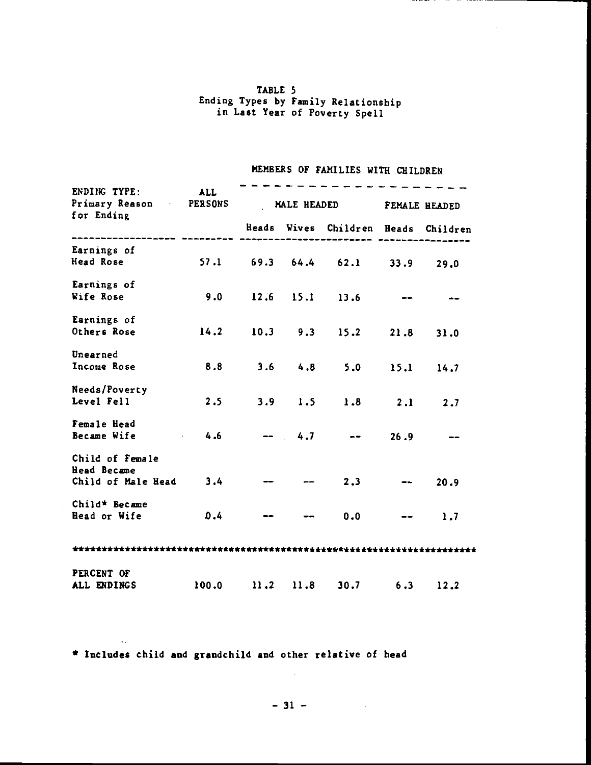TABLE 5
Ending Types by Family Relationship
in Last Year of Poverty Spell

| ENDING TYPE: Primary Reason for Ending | ALL PERSONS | MEMBERS OF FAMILIES WITH CHILDREN | | | | |
|---|---|---|---|---|---|---|
| | | MALE HEADED | | | FEMALE HEADED | |
| | | Heads | Wives | Children | Heads | Children |
| Earnings of Head Rose | 57.1 | 69.3 | 64.4 | 62.1 | 33.9 | 29.0 |
| Earnings of Wife Rose | 9.0 | 12.6 | 15.1 | 13.6 | -- | -- |
| Earnings of Others Rose | 14.2 | 10.3 | 9.3 | 15.2 | 21.8 | 31.0 |
| Unearned Income Rose | 8.8 | 3.6 | 4.8 | 5.0 | 15.1 | 14.7 |
| Needs/Poverty Level Fell | 2.5 | 3.9 | 1.5 | 1.8 | 2.1 | 2.7 |
| Female Head Became Wife | 4.6 | -- | 4.7 | -- | 26.9 | -- |
| Child of Female Head Became Child of Male Head | 3.4 | -- | -- | 2.3 | -- | 20.9 |
| Child* Became Head or Wife | 0.4 | -- | -- | 0.0 | -- | 1.7 |
| PERCENT OF ALL ENDINGS | 100.0 | 11.2 | 11.8 | 30.7 | 6.3 | 12.2 |

* Includes child and grandchild and other relative of head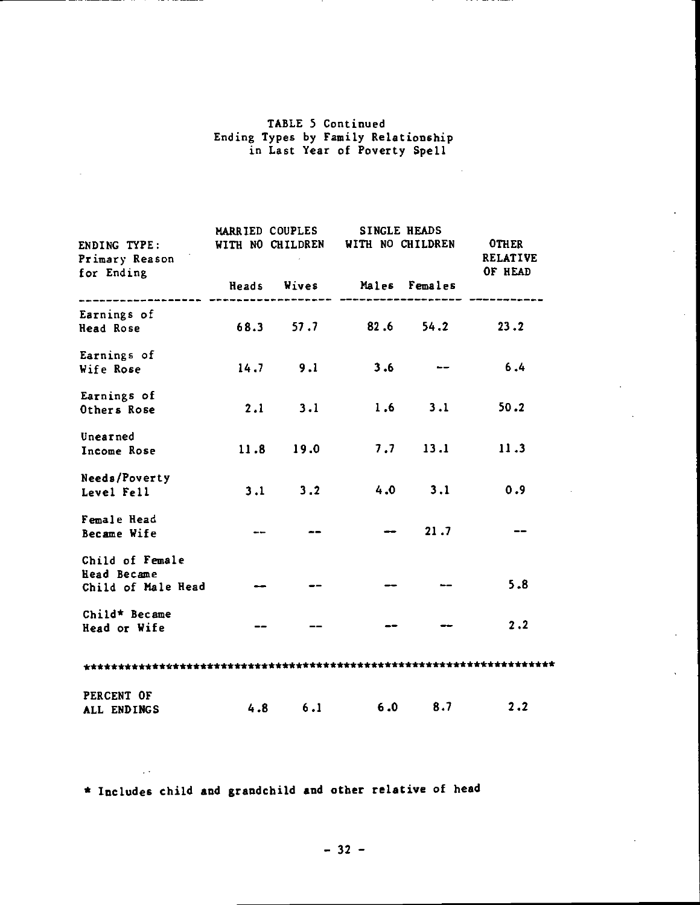TABLE 5 Continued
Ending Types by Family Relationship
in Last Year of Poverty Spell

| ENDING TYPE: Primary Reason for Ending | MARRIED COUPLES WITH NO CHILDREN | | SINGLE HEADS WITH NO CHILDREN | | OTHER RELATIVE OF HEAD |
|---|---|---|---|---|---|
| | Heads | Wives | Males | Females | |
| Earnings of Head Rose | 68.3 | 57.7 | 82.6 | 54.2 | 23.2 |
| Earnings of Wife Rose | 14.7 | 9.1 | 3.6 | -- | 6.4 |
| Earnings of Others Rose | 2.1 | 3.1 | 1.6 | 3.1 | 50.2 |
| Unearned Income Rose | 11.8 | 19.0 | 7.7 | 13.1 | 11.3 |
| Needs/Poverty Level Fell | 3.1 | 3.2 | 4.0 | 3.1 | 0.9 |
| Female Head Became Wife | -- | -- | -- | 21.7 | -- |
| Child of Female Head Became Child of Male Head | -- | -- | -- | -- | 5.8 |
| Child* Became Head or Wife | -- | -- | -- | -- | 2.2 |
| PERCENT OF ALL ENDINGS | 4.8 | 6.1 | 6.0 | 8.7 | 2.2 |

* Includes child and grandchild and other relative of head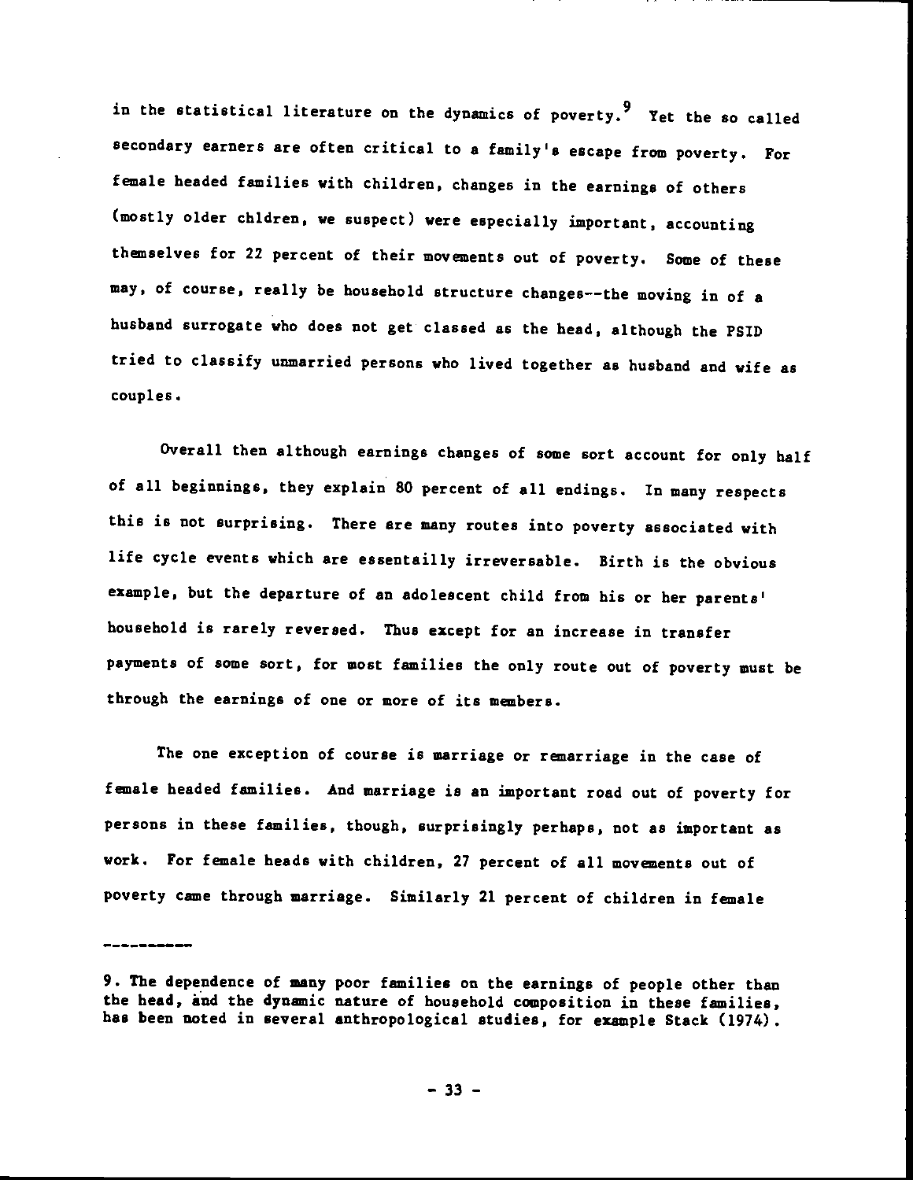in the statistical literature on the dynamics of poverty.[9] Yet the so called secondary earners are often critical to a family's escape from poverty. For female headed families with children, changes in the earnings of others (mostly older chldren, we suspect) were especially important, accounting themselves for 22 percent of their movements out of poverty. Some of these may, of course, really be household structure changes--the moving in of a husband surrogate who does not get classed as the head, although the PSID tried to classify unmarried persons who lived together as husband and wife as couples.

Overall then although earnings changes of some sort account for only half of all beginnings, they explain 80 percent of all endings. In many respects this is not surprising. There are many routes into poverty associated with life cycle events which are essentailly irreversable. Birth is the obvious example, but the departure of an adolescent child from his or her parents' household is rarely reversed. Thus except for an increase in transfer payments of some sort, for most families the only route out of poverty must be through the earnings of one or more of its members.

The one exception of course is marriage or remarriage in the case of female headed families. And marriage is an important road out of poverty for persons in these families, though, surprisingly perhaps, not as important as work. For female heads with children, 27 percent of all movements out of poverty came through marriage. Similarly 21 percent of children in female

----------

9. The dependence of many poor families on the earnings of people other than the head, and the dynamic nature of household composition in these families, has been noted in several anthropological studies, for example Stack (1974).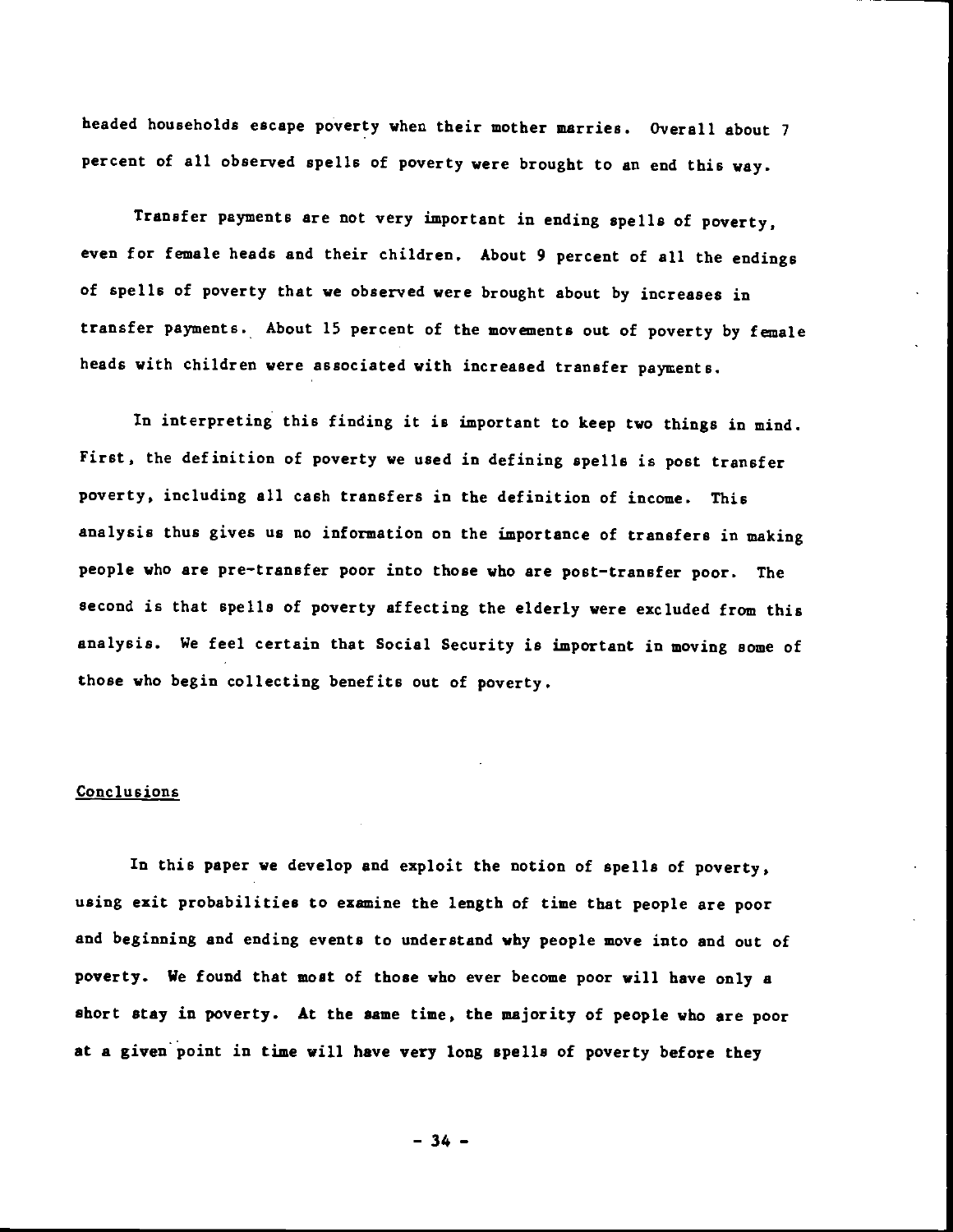headed households escape poverty when their mother marries. Overall about 7 percent of all observed spells of poverty were brought to an end this way.

Transfer payments are not very important in ending spells of poverty, even for female heads and their children. About 9 percent of all the endings of spells of poverty that we observed were brought about by increases in transfer payments. About 15 percent of the movements out of poverty by female heads with children were associated with increased transfer payments.

In interpreting this finding it is important to keep two things in mind. First, the definition of poverty we used in defining spells is post transfer poverty, including all cash transfers in the definition of income. This analysis thus gives us no information on the importance of transfers in making people who are pre-transfer poor into those who are post-transfer poor. The second is that spells of poverty affecting the elderly were excluded from this analysis. We feel certain that Social Security is important in moving some of those who begin collecting benefits out of poverty.

## Conclusions

In this paper we develop and exploit the notion of spells of poverty, using exit probabilities to examine the length of time that people are poor and beginning and ending events to understand why people move into and out of poverty. We found that most of those who ever become poor will have only a short stay in poverty. At the same time, the majority of people who are poor at a given point in time will have very long spells of poverty before they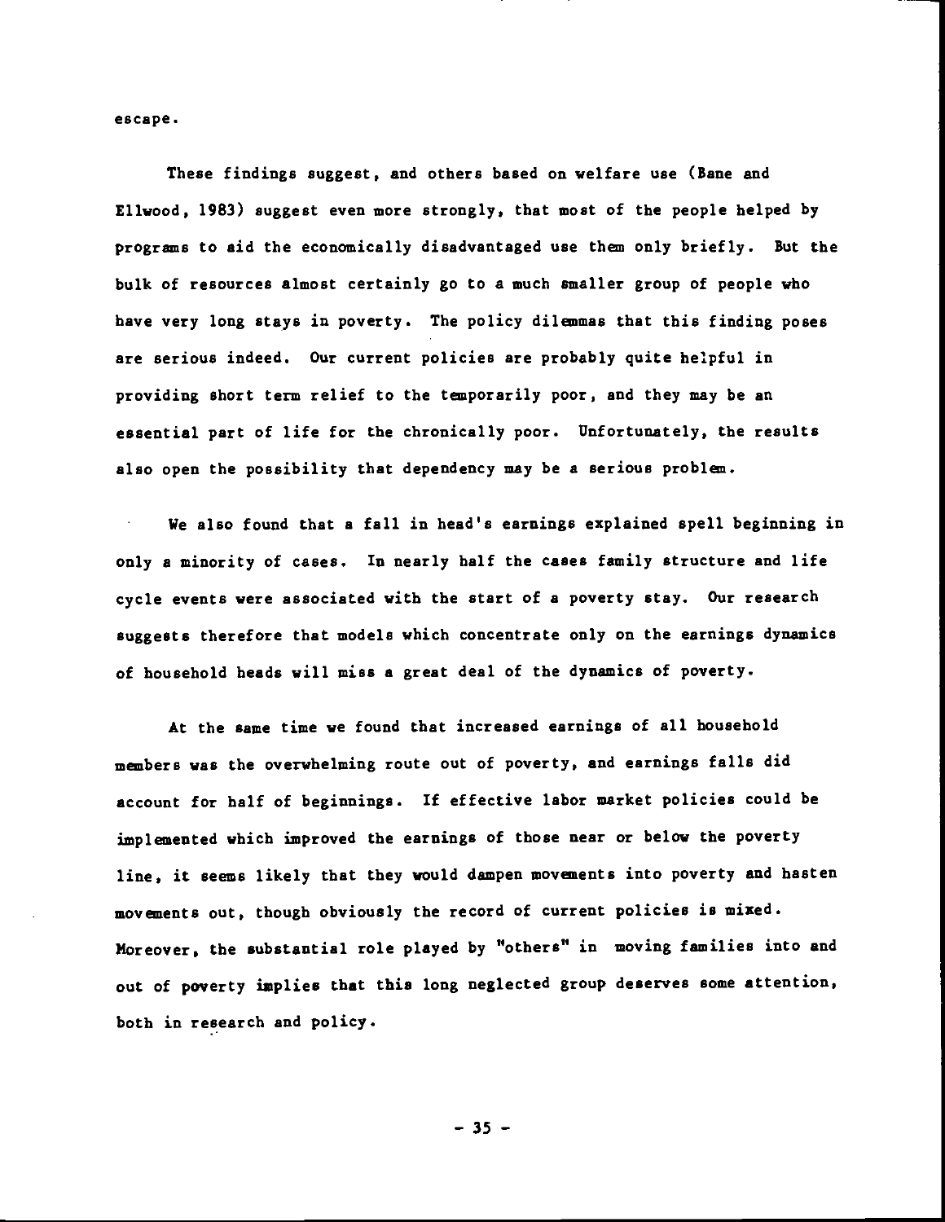escape.

These findings suggest, and others based on welfare use (Bane and Ellwood, 1983) suggest even more strongly, that most of the people helped by programs to aid the economically disadvantaged use them only briefly. But the bulk of resources almost certainly go to a much smaller group of people who have very long stays in poverty. The policy dilemmas that this finding poses are serious indeed. Our current policies are probably quite helpful in providing short term relief to the temporarily poor, and they may be an essential part of life for the chronically poor. Unfortunately, the results also open the possibility that dependency may be a serious problem.

We also found that a fall in head's earnings explained spell beginning in only a minority of cases. In nearly half the cases family structure and life cycle events were associated with the start of a poverty stay. Our research suggests therefore that models which concentrate only on the earnings dynamics of household heads will miss a great deal of the dynamics of poverty.

At the same time we found that increased earnings of all household members was the overwhelming route out of poverty, and earnings falls did account for half of beginnings. If effective labor market policies could be implemented which improved the earnings of those near or below the poverty line, it seems likely that they would dampen movements into poverty and hasten movements out, though obviously the record of current policies is mixed. Moreover, the substantial role played by "others" in moving families into and out of poverty implies that this long neglected group deserves some attention, both in research and policy.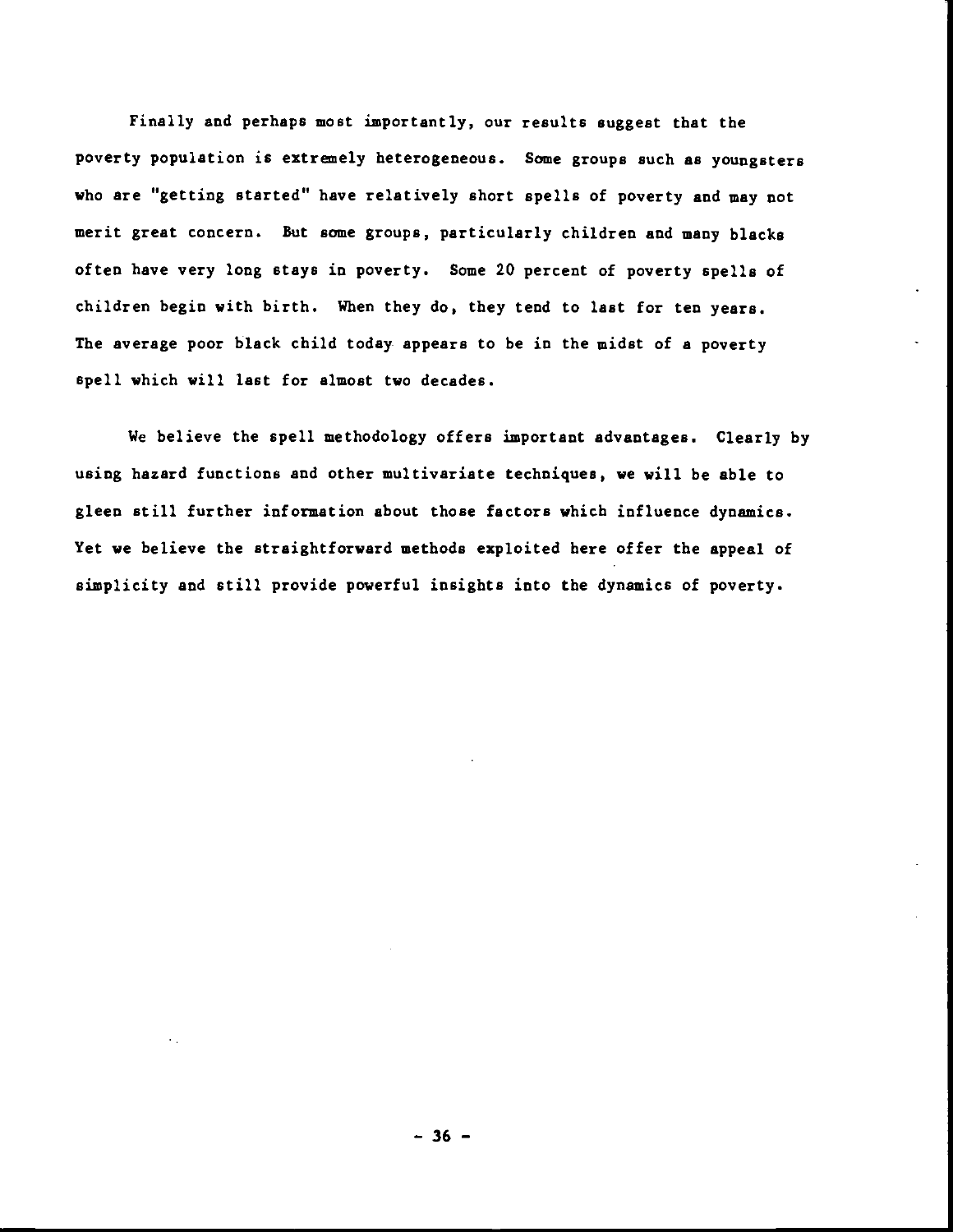Finally and perhaps most importantly, our results suggest that the poverty population is extremely heterogeneous. Some groups such as youngsters who are "getting started" have relatively short spells of poverty and may not merit great concern. But some groups, particularly children and many blacks often have very long stays in poverty. Some 20 percent of poverty spells of children begin with birth. When they do, they tend to last for ten years. The average poor black child today appears to be in the midst of a poverty spell which will last for almost two decades.

We believe the spell methodology offers important advantages. Clearly by using hazard functions and other multivariate techniques, we will be able to gleen still further information about those factors which influence dynamics. Yet we believe the straightforward methods exploited here offer the appeal of simplicity and still provide powerful insights into the dynamics of poverty.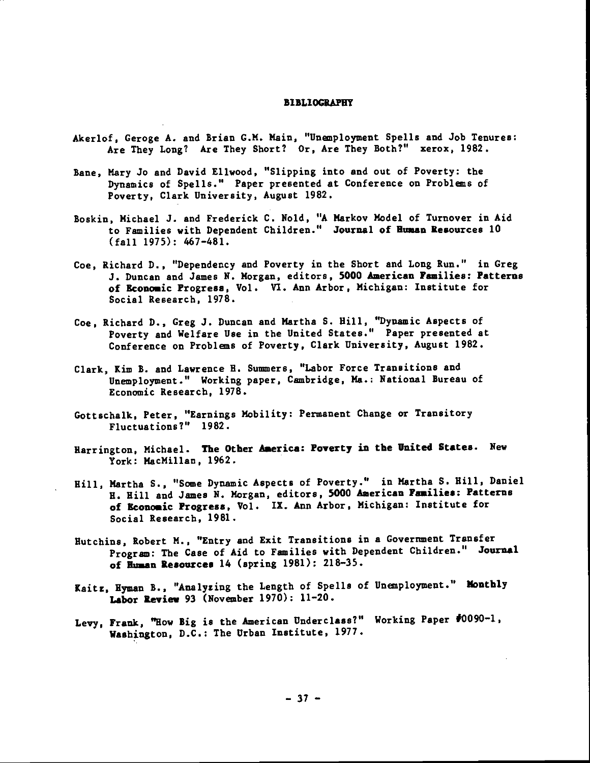# BIBLIOGRAPHY

Akerlof, Geroge A. and Brian G.M. Main, "Unemployment Spells and Job Tenures: Are They Long? Are They Short? Or, Are They Both?" xerox, 1982.

Bane, Mary Jo and David Ellwood, "Slipping into and out of Poverty: the Dynamics of Spells." Paper presented at Conference on Problems of Poverty, Clark University, August 1982.

Boskin, Michael J. and Frederick C. Nold, "A Markov Model of Turnover in Aid to Families with Dependent Children." **Journal of Human Resources** 10 (fall 1975): 467-481.

Coe, Richard D., "Dependency and Poverty in the Short and Long Run." in Greg J. Duncan and James N. Morgan, editors, **5000 American Families: Patterns of Economic Progress**, Vol. VI. Ann Arbor, Michigan: Institute for Social Research, 1978.

Coe, Richard D., Greg J. Duncan and Martha S. Hill, "Dynamic Aspects of Poverty and Welfare Use in the United States." Paper presented at Conference on Problems of Poverty, Clark University, August 1982.

Clark, Kim B. and Lawrence H. Summers, "Labor Force Transitions and Unemployment." Working paper, Cambridge, Ma.: National Bureau of Economic Research, 1978.

Gottschalk, Peter, "Earnings Mobility: Permanent Change or Transitory Fluctuations?" 1982.

Harrington, Michael. **The Other America: Poverty in the United States**. New York: MacMillan, 1962.

Hill, Martha S., "Some Dynamic Aspects of Poverty." in Martha S. Hill, Daniel H. Hill and James N. Morgan, editors, **5000 American Families: Patterns of Economic Progress**, Vol. IX. Ann Arbor, Michigan: Institute for Social Research, 1981.

Hutchins, Robert M., "Entry and Exit Transitions in a Government Transfer Program: The Case of Aid to Families with Dependent Children." **Journal of Human Resources** 14 (spring 1981): 218-35.

Kaitz, Hyman B., "Analyzing the Length of Spells of Unemployment." **Monthly Labor Review** 93 (November 1970): 11-20.

Levy, Frank, "How Big is the American Underclass?" Working Paper #0090-1, Washington, D.C.: The Urban Institute, 1977.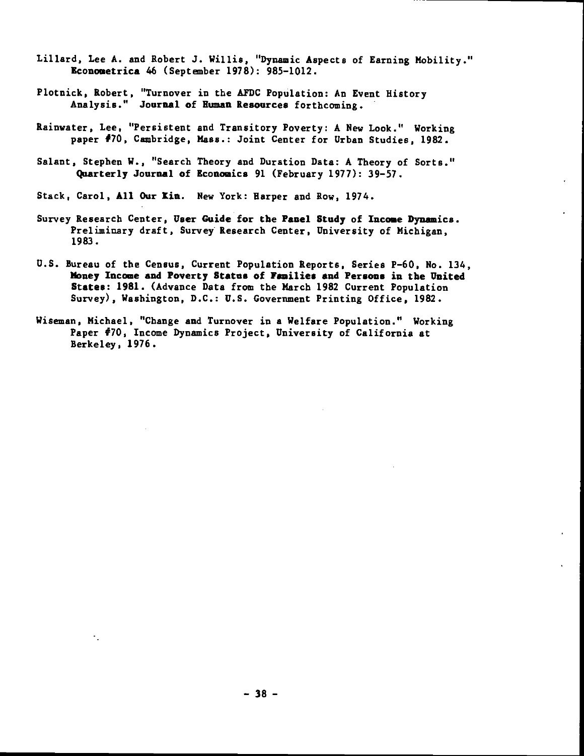Lillard, Lee A. and Robert J. Willis, "Dynamic Aspects of Earning Mobility." **Econometrica** 46 (September 1978): 985-1012.

Plotnick, Robert, "Turnover in the AFDC Population: An Event History Analysis." **Journal of Human Resources** forthcoming.

Rainwater, Lee, "Persistent and Transitory Poverty: A New Look." Working paper #70, Cambridge, Mass.: Joint Center for Urban Studies, 1982.

Salant, Stephen W., "Search Theory and Duration Data: A Theory of Sorts." **Quarterly Journal of Economics** 91 (February 1977): 39-57.

Stack, Carol, **All Our Kin**. New York: Harper and Row, 1974.

Survey Research Center, **User Guide for the Panel Study of Income Dynamics**. Preliminary draft, Survey Research Center, University of Michigan, 1983.

U.S. Bureau of the Census, Current Population Reports, Series P-60, No. 134, **Money Income and Poverty Status of Families and Persons in the United States: 1981**. (Advance Data from the March 1982 Current Population Survey), Washington, D.C.: U.S. Government Printing Office, 1982.

Wiseman, Michael, "Change and Turnover in a Welfare Population." Working Paper #70, Income Dynamics Project, University of California at Berkeley, 1976.